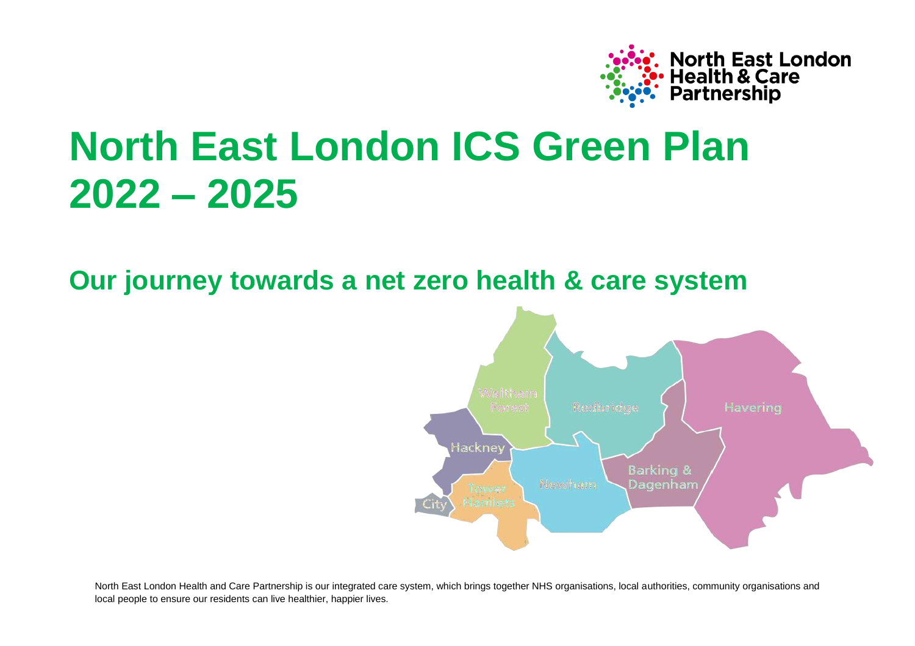North East London Health & Care Partnership

# North East London ICS Green Plan 2022 – 2025

## Our journey towards a net zero health & care system

North East London Health and Care Partnership is our integrated care system, which brings together NHS organisations, local authorities, community organisations and local people to ensure our residents can live healthier, happier lives.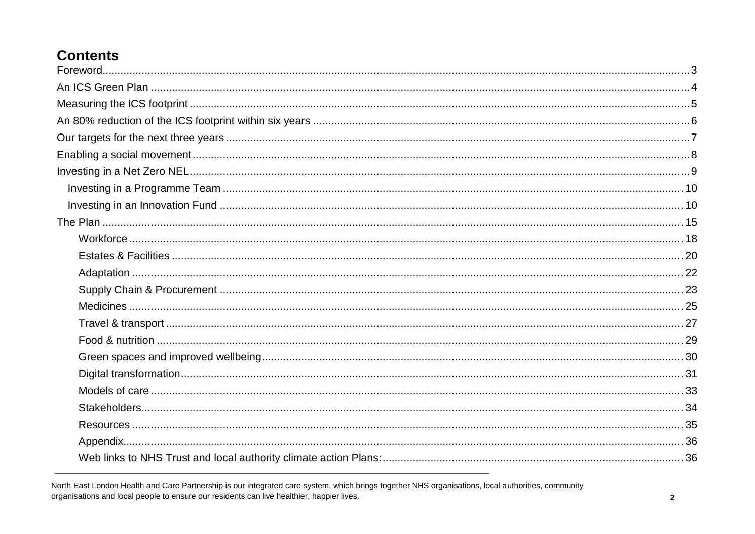# Contents

- Foreword 3
- An ICS Green Plan 4
- Measuring the ICS footprint 5
- An 80% reduction of the ICS footprint within six years 6
- Our targets for the next three years 7
- Enabling a social movement 8
- Investing in a Net Zero NEL 9
  - Investing in a Programme Team 10
  - Investing in an Innovation Fund 10
- The Plan 15
  - Workforce 18
  - Estates & Facilities 20
  - Adaptation 22
  - Supply Chain & Procurement 23
  - Medicines 25
  - Travel & transport 27
  - Food & nutrition 29
  - Green spaces and improved wellbeing 30
  - Digital transformation 31
  - Models of care 33
  - Stakeholders 34
  - Resources 35
  - Appendix 36
  - Web links to NHS Trust and local authority climate action Plans: 36

---

North East London Health and Care Partnership is our integrated care system, which brings together NHS organisations, local authorities, community organisations and local people to ensure our residents can live healthier, happier lives.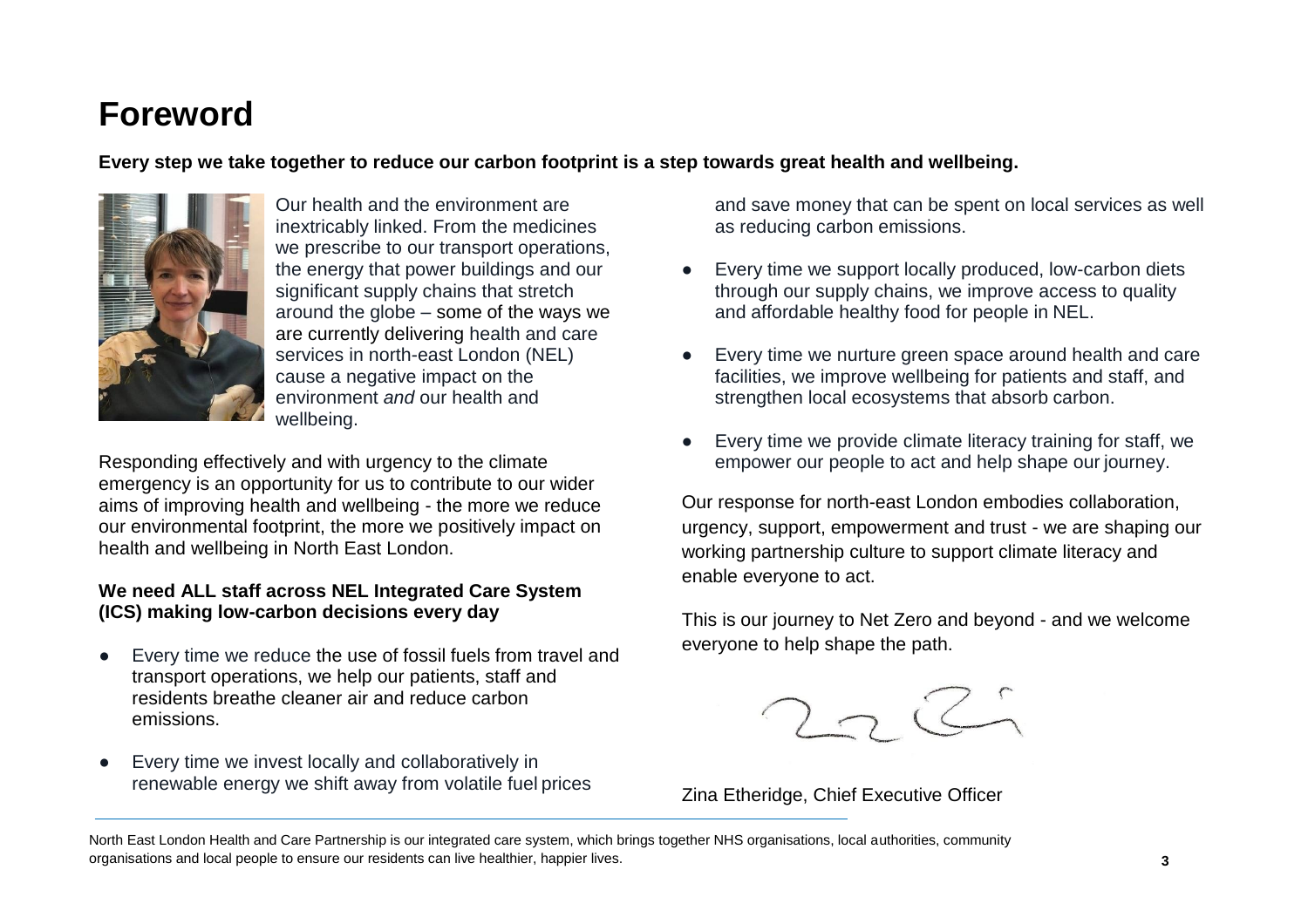# Foreword

**Every step we take together to reduce our carbon footprint is a step towards great health and wellbeing.**

Our health and the environment are inextricably linked. From the medicines we prescribe to our transport operations, the energy that power buildings and our significant supply chains that stretch around the globe – some of the ways we are currently delivering health and care services in north-east London (NEL) cause a negative impact on the environment *and* our health and wellbeing.

Responding effectively and with urgency to the climate emergency is an opportunity for us to contribute to our wider aims of improving health and wellbeing - the more we reduce our environmental footprint, the more we positively impact on health and wellbeing in North East London.

**We need ALL staff across NEL Integrated Care System (ICS) making low-carbon decisions every day**

- Every time we reduce the use of fossil fuels from travel and transport operations, we help our patients, staff and residents breathe cleaner air and reduce carbon emissions.
- Every time we invest locally and collaboratively in renewable energy we shift away from volatile fuel prices and save money that can be spent on local services as well as reducing carbon emissions.
- Every time we support locally produced, low-carbon diets through our supply chains, we improve access to quality and affordable healthy food for people in NEL.
- Every time we nurture green space around health and care facilities, we improve wellbeing for patients and staff, and strengthen local ecosystems that absorb carbon.
- Every time we provide climate literacy training for staff, we empower our people to act and help shape our journey.

Our response for north-east London embodies collaboration, urgency, support, empowerment and trust - we are shaping our working partnership culture to support climate literacy and enable everyone to act.

This is our journey to Net Zero and beyond - and we welcome everyone to help shape the path.

Zina Etheridge, Chief Executive Officer

North East London Health and Care Partnership is our integrated care system, which brings together NHS organisations, local authorities, community organisations and local people to ensure our residents can live healthier, happier lives.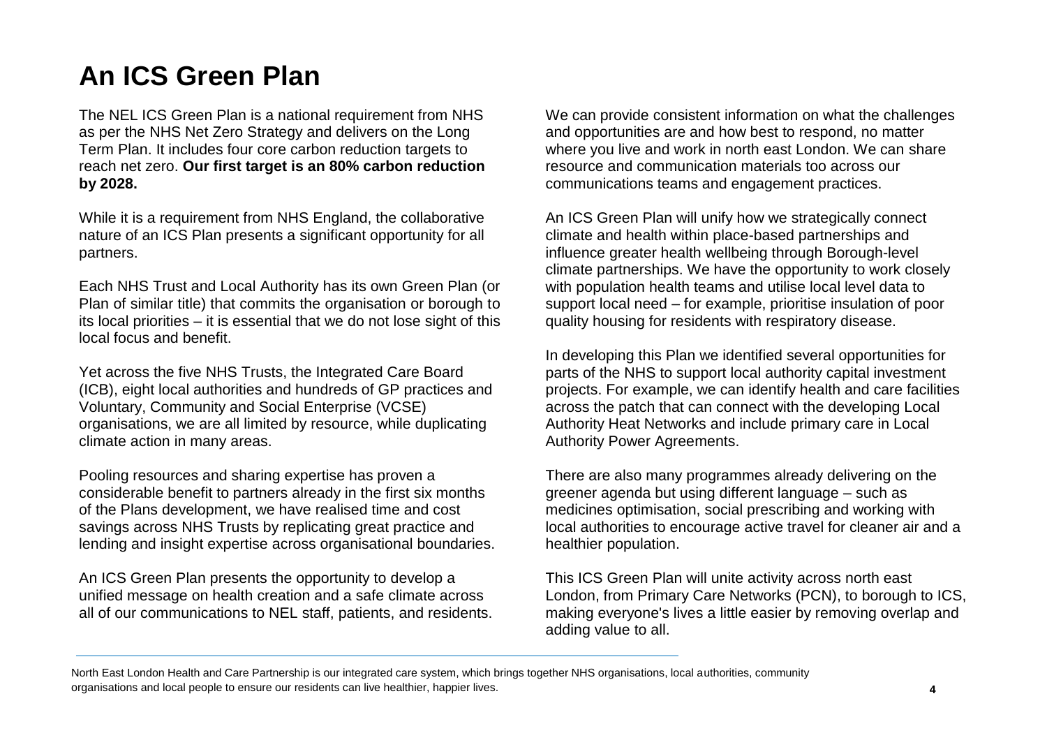# An ICS Green Plan

The NEL ICS Green Plan is a national requirement from NHS as per the NHS Net Zero Strategy and delivers on the Long Term Plan. It includes four core carbon reduction targets to reach net zero. **Our first target is an 80% carbon reduction by 2028.**

While it is a requirement from NHS England, the collaborative nature of an ICS Plan presents a significant opportunity for all partners.

Each NHS Trust and Local Authority has its own Green Plan (or Plan of similar title) that commits the organisation or borough to its local priorities – it is essential that we do not lose sight of this local focus and benefit.

Yet across the five NHS Trusts, the Integrated Care Board (ICB), eight local authorities and hundreds of GP practices and Voluntary, Community and Social Enterprise (VCSE) organisations, we are all limited by resource, while duplicating climate action in many areas.

Pooling resources and sharing expertise has proven a considerable benefit to partners already in the first six months of the Plans development, we have realised time and cost savings across NHS Trusts by replicating great practice and lending and insight expertise across organisational boundaries.

An ICS Green Plan presents the opportunity to develop a unified message on health creation and a safe climate across all of our communications to NEL staff, patients, and residents.

We can provide consistent information on what the challenges and opportunities are and how best to respond, no matter where you live and work in north east London. We can share resource and communication materials too across our communications teams and engagement practices.

An ICS Green Plan will unify how we strategically connect climate and health within place-based partnerships and influence greater health wellbeing through Borough-level climate partnerships. We have the opportunity to work closely with population health teams and utilise local level data to support local need – for example, prioritise insulation of poor quality housing for residents with respiratory disease.

In developing this Plan we identified several opportunities for parts of the NHS to support local authority capital investment projects. For example, we can identify health and care facilities across the patch that can connect with the developing Local Authority Heat Networks and include primary care in Local Authority Power Agreements.

There are also many programmes already delivering on the greener agenda but using different language – such as medicines optimisation, social prescribing and working with local authorities to encourage active travel for cleaner air and a healthier population.

This ICS Green Plan will unite activity across north east London, from Primary Care Networks (PCN), to borough to ICS, making everyone's lives a little easier by removing overlap and adding value to all.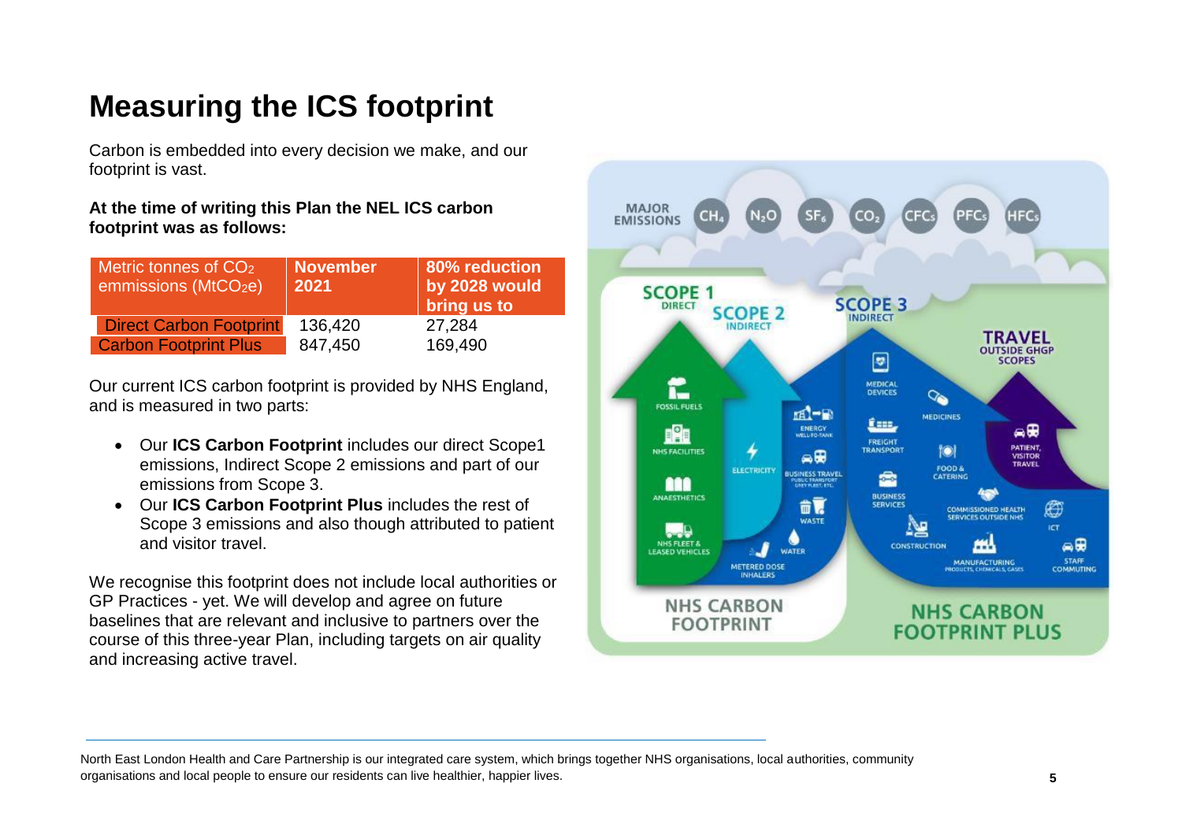# Measuring the ICS footprint

Carbon is embedded into every decision we make, and our footprint is vast.

**At the time of writing this Plan the NEL ICS carbon footprint was as follows:**

| Metric tonnes of $CO_2$ emmissions ($MtCO_2e$) | November 2021 | 80% reduction by 2028 would bring us to |
|---|---|---|
| Direct Carbon Footprint | 136,420 | 27,284 |
| Carbon Footprint Plus | 847,450 | 169,490 |

Our current ICS carbon footprint is provided by NHS England, and is measured in two parts:

- Our **ICS Carbon Footprint** includes our direct Scope1 emissions, Indirect Scope 2 emissions and part of our emissions from Scope 3.
- Our **ICS Carbon Footprint Plus** includes the rest of Scope 3 emissions and also though attributed to patient and visitor travel.

We recognise this footprint does not include local authorities or GP Practices - yet. We will develop and agree on future baselines that are relevant and inclusive to partners over the course of this three-year Plan, including targets on air quality and increasing active travel.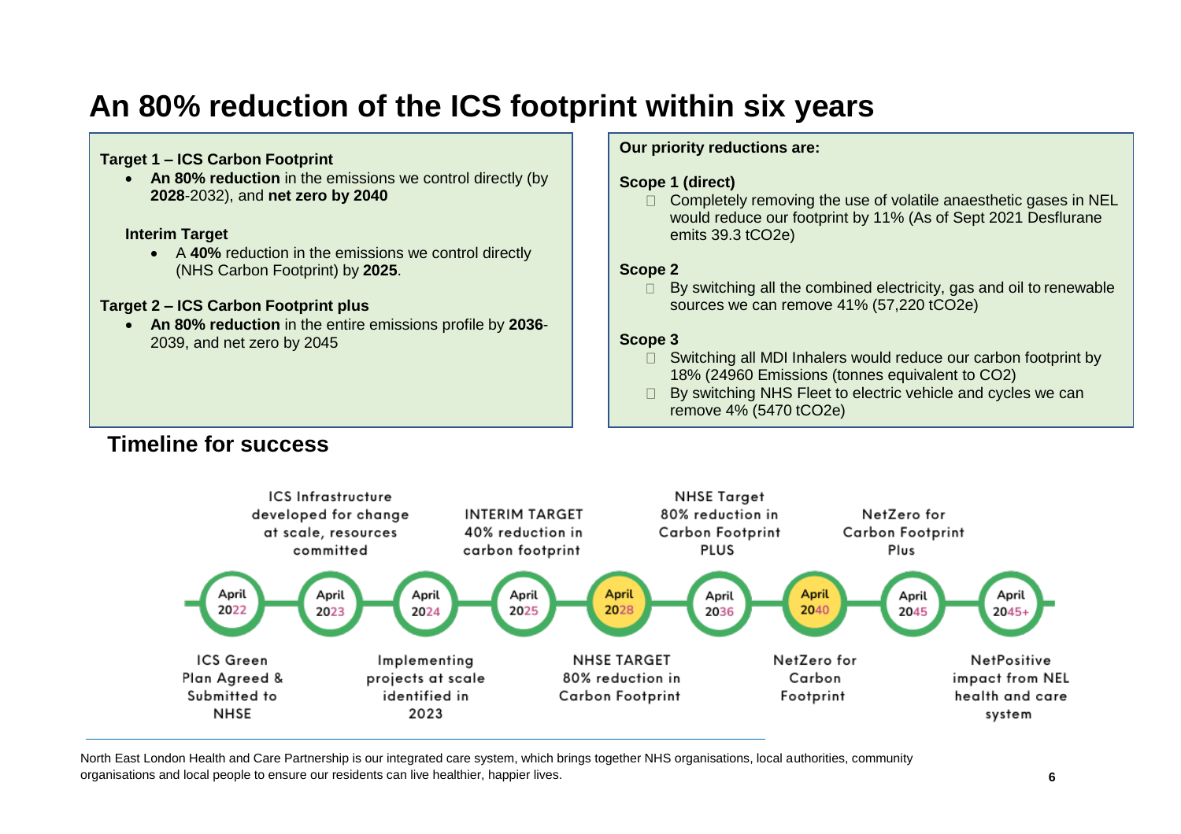# An 80% reduction of the ICS footprint within six years

**Target 1 – ICS Carbon Footprint**

- **An 80% reduction** in the emissions we control directly (by **2028**-2032), and **net zero by 2040**

**Interim Target**

- A **40%** reduction in the emissions we control directly (NHS Carbon Footprint) by **2025**.

**Target 2 – ICS Carbon Footprint plus**

- **An 80% reduction** in the entire emissions profile by **2036**-2039, and net zero by 2045

**Our priority reductions are:**

**Scope 1 (direct)**

- Completely removing the use of volatile anaesthetic gases in NEL would reduce our footprint by 11% (As of Sept 2021 Desflurane emits 39.3 tCO2e)

**Scope 2**

- By switching all the combined electricity, gas and oil to renewable sources we can remove 41% (57,220 tCO2e)

**Scope 3**

- Switching all MDI Inhalers would reduce our carbon footprint by 18% (24960 Emissions (tonnes equivalent to CO2)
- By switching NHS Fleet to electric vehicle and cycles we can remove 4% (5470 tCO2e)

## Timeline for success

- **April 2022** – ICS Green Plan Agreed & Submitted to NHSE
- **April 2023** – ICS Infrastructure developed for change at scale, resources committed
- **April 2024** – Implementing projects at scale identified in 2023
- **April 2025** – INTERIM TARGET 40% reduction in carbon footprint
- **April 2028** – NHSE TARGET 80% reduction in Carbon Footprint
- **April 2036** – NHSE Target 80% reduction in Carbon Footprint PLUS
- **April 2040** – NetZero for Carbon Footprint
- **April 2045** – NetZero for Carbon Footprint Plus
- **April 2045+** – NetPositive impact from NEL health and care system

North East London Health and Care Partnership is our integrated care system, which brings together NHS organisations, local authorities, community organisations and local people to ensure our residents can live healthier, happier lives.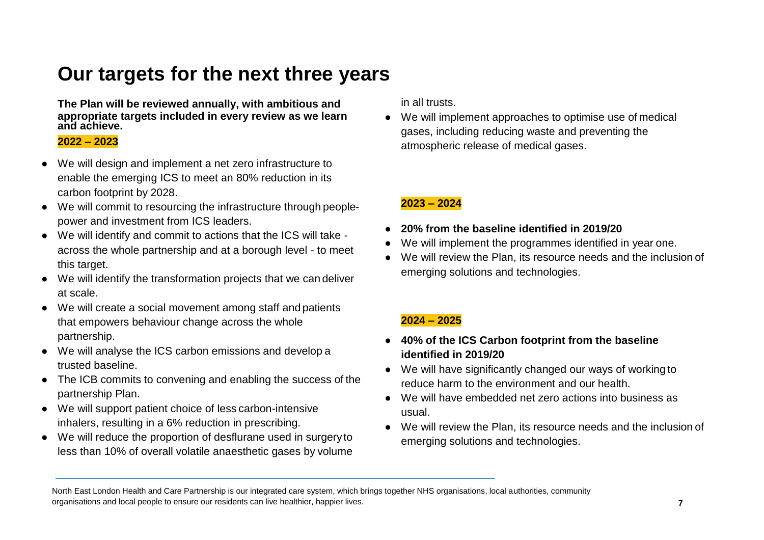# Our targets for the next three years

**The Plan will be reviewed annually, with ambitious and appropriate targets included in every review as we learn and achieve.**

### 2022 – 2023

- We will design and implement a net zero infrastructure to enable the emerging ICS to meet an 80% reduction in its carbon footprint by 2028.
- We will commit to resourcing the infrastructure through people-power and investment from ICS leaders.
- We will identify and commit to actions that the ICS will take - across the whole partnership and at a borough level - to meet this target.
- We will identify the transformation projects that we can deliver at scale.
- We will create a social movement among staff and patients that empowers behaviour change across the whole partnership.
- We will analyse the ICS carbon emissions and develop a trusted baseline.
- The ICB commits to convening and enabling the success of the partnership Plan.
- We will support patient choice of less carbon-intensive inhalers, resulting in a 6% reduction in prescribing.
- We will reduce the proportion of desflurane used in surgery to less than 10% of overall volatile anaesthetic gases by volume in all trusts.
- We will implement approaches to optimise use of medical gases, including reducing waste and preventing the atmospheric release of medical gases.

### 2023 – 2024

- **20% from the baseline identified in 2019/20**
- We will implement the programmes identified in year one.
- We will review the Plan, its resource needs and the inclusion of emerging solutions and technologies.

### 2024 – 2025

- **40% of the ICS Carbon footprint from the baseline identified in 2019/20**
- We will have significantly changed our ways of working to reduce harm to the environment and our health.
- We will have embedded net zero actions into business as usual.
- We will review the Plan, its resource needs and the inclusion of emerging solutions and technologies.

North East London Health and Care Partnership is our integrated care system, which brings together NHS organisations, local authorities, community organisations and local people to ensure our residents can live healthier, happier lives.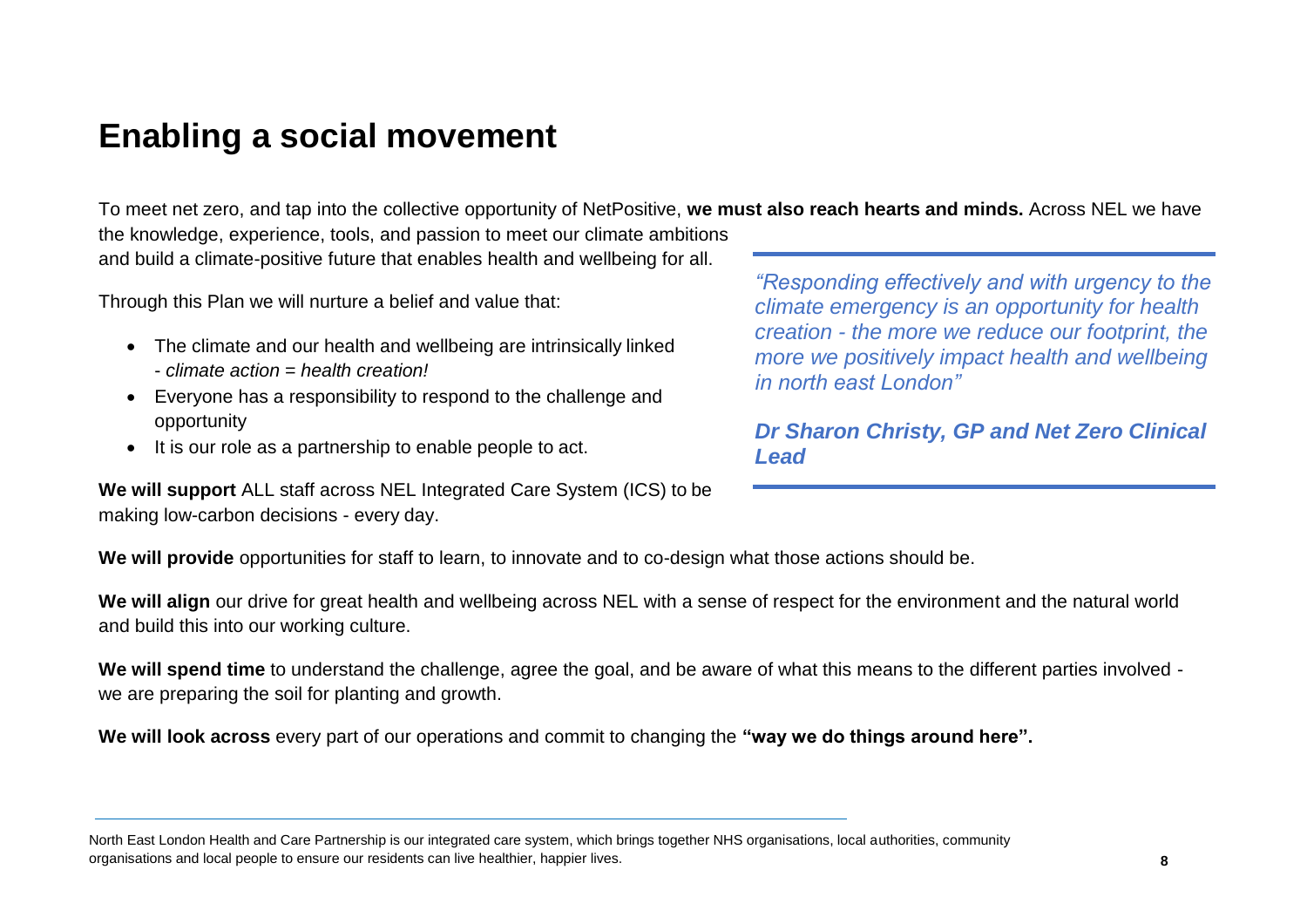# Enabling a social movement

To meet net zero, and tap into the collective opportunity of NetPositive, **we must also reach hearts and minds.** Across NEL we have the knowledge, experience, tools, and passion to meet our climate ambitions and build a climate-positive future that enables health and wellbeing for all.

Through this Plan we will nurture a belief and value that:

- The climate and our health and wellbeing are intrinsically linked - *climate action = health creation!*
- Everyone has a responsibility to respond to the challenge and opportunity
- It is our role as a partnership to enable people to act.

> *"Responding effectively and with urgency to the climate emergency is an opportunity for health creation - the more we reduce our footprint, the more we positively impact health and wellbeing in north east London"*
>
> ***Dr Sharon Christy, GP and Net Zero Clinical Lead***

**We will support** ALL staff across NEL Integrated Care System (ICS) to be making low-carbon decisions - every day.

**We will provide** opportunities for staff to learn, to innovate and to co-design what those actions should be.

**We will align** our drive for great health and wellbeing across NEL with a sense of respect for the environment and the natural world and build this into our working culture.

**We will spend time** to understand the challenge, agree the goal, and be aware of what this means to the different parties involved - we are preparing the soil for planting and growth.

**We will look across** every part of our operations and commit to changing the **"way we do things around here".**

---

North East London Health and Care Partnership is our integrated care system, which brings together NHS organisations, local authorities, community organisations and local people to ensure our residents can live healthier, happier lives.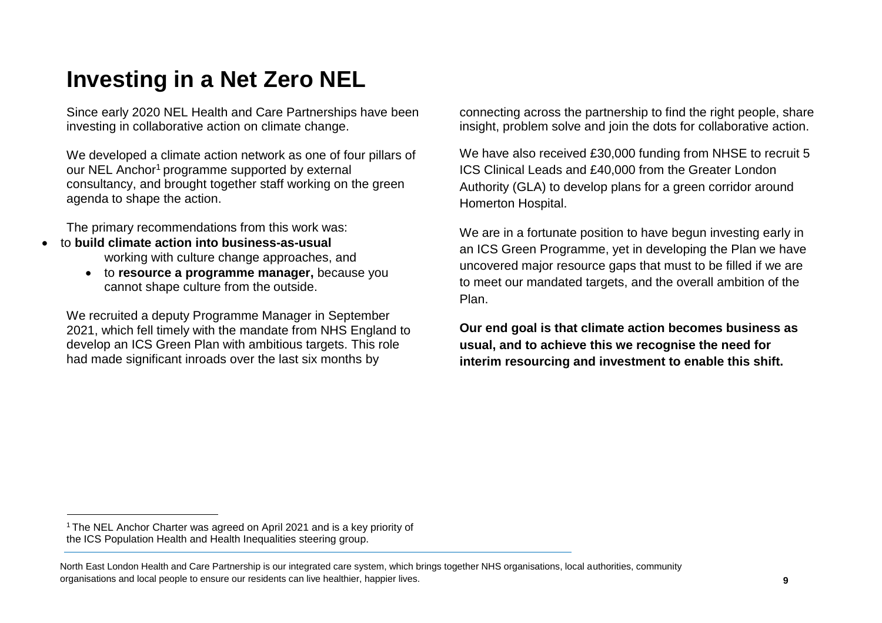# Investing in a Net Zero NEL

Since early 2020 NEL Health and Care Partnerships have been investing in collaborative action on climate change.

We developed a climate action network as one of four pillars of our NEL Anchor[1] programme supported by external consultancy, and brought together staff working on the green agenda to shape the action.

The primary recommendations from this work was:

- to **build climate action into business-as-usual** working with culture change approaches, and
- to **resource a programme manager,** because you cannot shape culture from the outside.

We recruited a deputy Programme Manager in September 2021, which fell timely with the mandate from NHS England to develop an ICS Green Plan with ambitious targets. This role had made significant inroads over the last six months by connecting across the partnership to find the right people, share insight, problem solve and join the dots for collaborative action.

We have also received £30,000 funding from NHSE to recruit 5 ICS Clinical Leads and £40,000 from the Greater London Authority (GLA) to develop plans for a green corridor around Homerton Hospital.

We are in a fortunate position to have begun investing early in an ICS Green Programme, yet in developing the Plan we have uncovered major resource gaps that must to be filled if we are to meet our mandated targets, and the overall ambition of the Plan.

**Our end goal is that climate action becomes business as usual, and to achieve this we recognise the need for interim resourcing and investment to enable this shift.**

[1] The NEL Anchor Charter was agreed on April 2021 and is a key priority of the ICS Population Health and Health Inequalities steering group.

North East London Health and Care Partnership is our integrated care system, which brings together NHS organisations, local authorities, community organisations and local people to ensure our residents can live healthier, happier lives.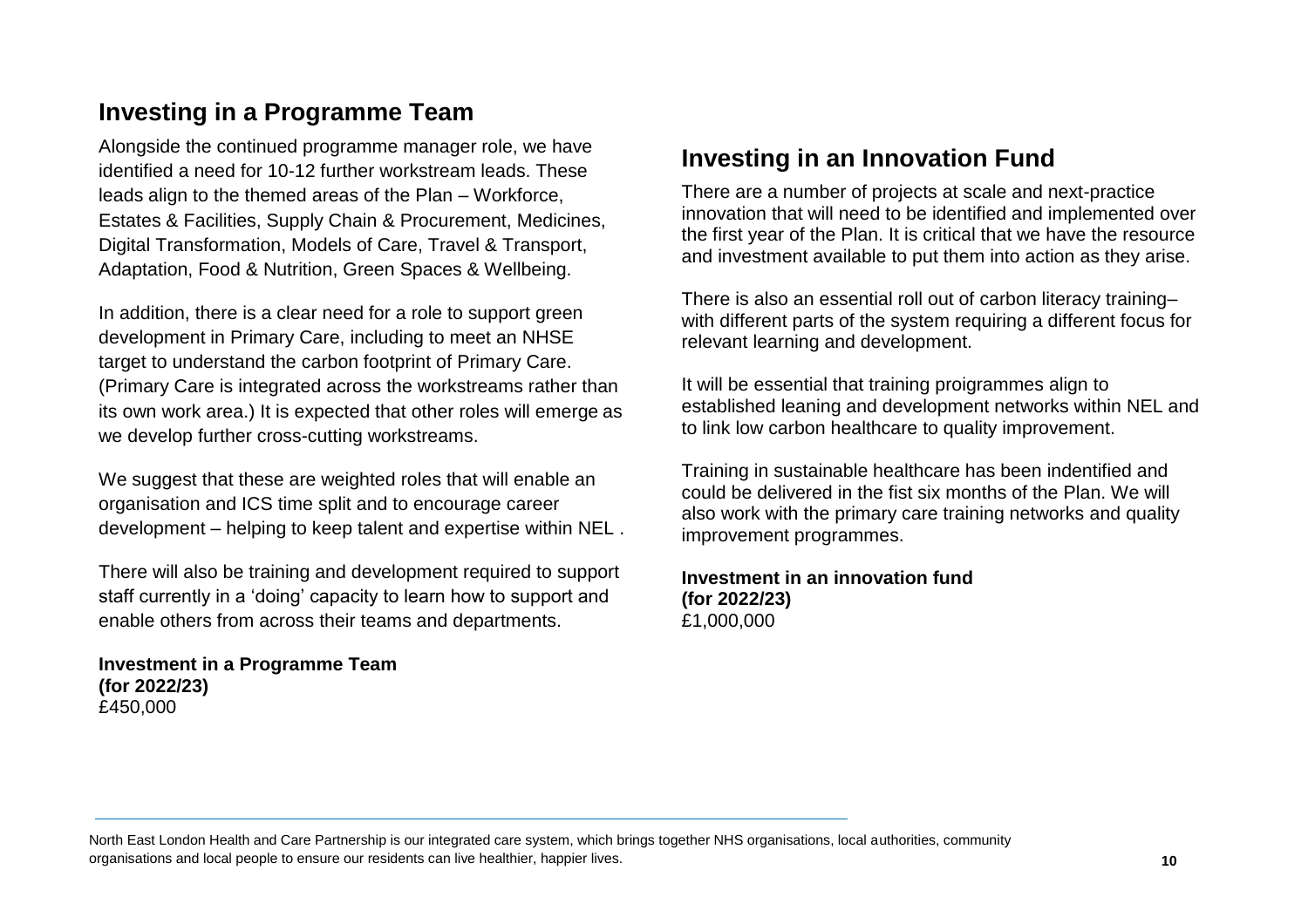## Investing in a Programme Team

Alongside the continued programme manager role, we have identified a need for 10-12 further workstream leads. These leads align to the themed areas of the Plan – Workforce, Estates & Facilities, Supply Chain & Procurement, Medicines, Digital Transformation, Models of Care, Travel & Transport, Adaptation, Food & Nutrition, Green Spaces & Wellbeing.

In addition, there is a clear need for a role to support green development in Primary Care, including to meet an NHSE target to understand the carbon footprint of Primary Care. (Primary Care is integrated across the workstreams rather than its own work area.) It is expected that other roles will emerge as we develop further cross-cutting workstreams.

We suggest that these are weighted roles that will enable an organisation and ICS time split and to encourage career development – helping to keep talent and expertise within NEL .

There will also be training and development required to support staff currently in a 'doing' capacity to learn how to support and enable others from across their teams and departments.

**Investment in a Programme Team (for 2022/23)**
£450,000

## Investing in an Innovation Fund

There are a number of projects at scale and next-practice innovation that will need to be identified and implemented over the first year of the Plan. It is critical that we have the resource and investment available to put them into action as they arise.

There is also an essential roll out of carbon literacy training– with different parts of the system requiring a different focus for relevant learning and development.

It will be essential that training proigrammes align to established leaning and development networks within NEL and to link low carbon healthcare to quality improvement.

Training in sustainable healthcare has been indentified and could be delivered in the fist six months of the Plan. We will also work with the primary care training networks and quality improvement programmes.

**Investment in an innovation fund (for 2022/23)**
£1,000,000

North East London Health and Care Partnership is our integrated care system, which brings together NHS organisations, local authorities, community organisations and local people to ensure our residents can live healthier, happier lives.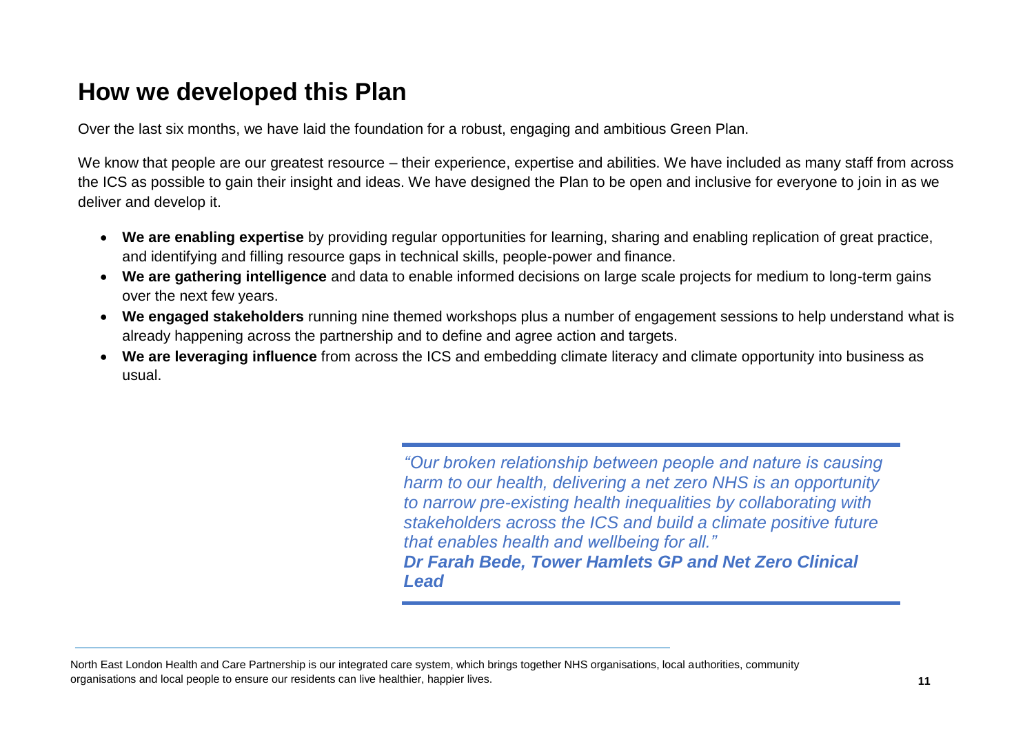# How we developed this Plan

Over the last six months, we have laid the foundation for a robust, engaging and ambitious Green Plan.

We know that people are our greatest resource – their experience, expertise and abilities. We have included as many staff from across the ICS as possible to gain their insight and ideas. We have designed the Plan to be open and inclusive for everyone to join in as we deliver and develop it.

- **We are enabling expertise** by providing regular opportunities for learning, sharing and enabling replication of great practice, and identifying and filling resource gaps in technical skills, people-power and finance.
- **We are gathering intelligence** and data to enable informed decisions on large scale projects for medium to long-term gains over the next few years.
- **We engaged stakeholders** running nine themed workshops plus a number of engagement sessions to help understand what is already happening across the partnership and to define and agree action and targets.
- **We are leveraging influence** from across the ICS and embedding climate literacy and climate opportunity into business as usual.

> *"Our broken relationship between people and nature is causing harm to our health, delivering a net zero NHS is an opportunity to narrow pre-existing health inequalities by collaborating with stakeholders across the ICS and build a climate positive future that enables health and wellbeing for all."*
> ***Dr Farah Bede, Tower Hamlets GP and Net Zero Clinical Lead***

North East London Health and Care Partnership is our integrated care system, which brings together NHS organisations, local authorities, community organisations and local people to ensure our residents can live healthier, happier lives.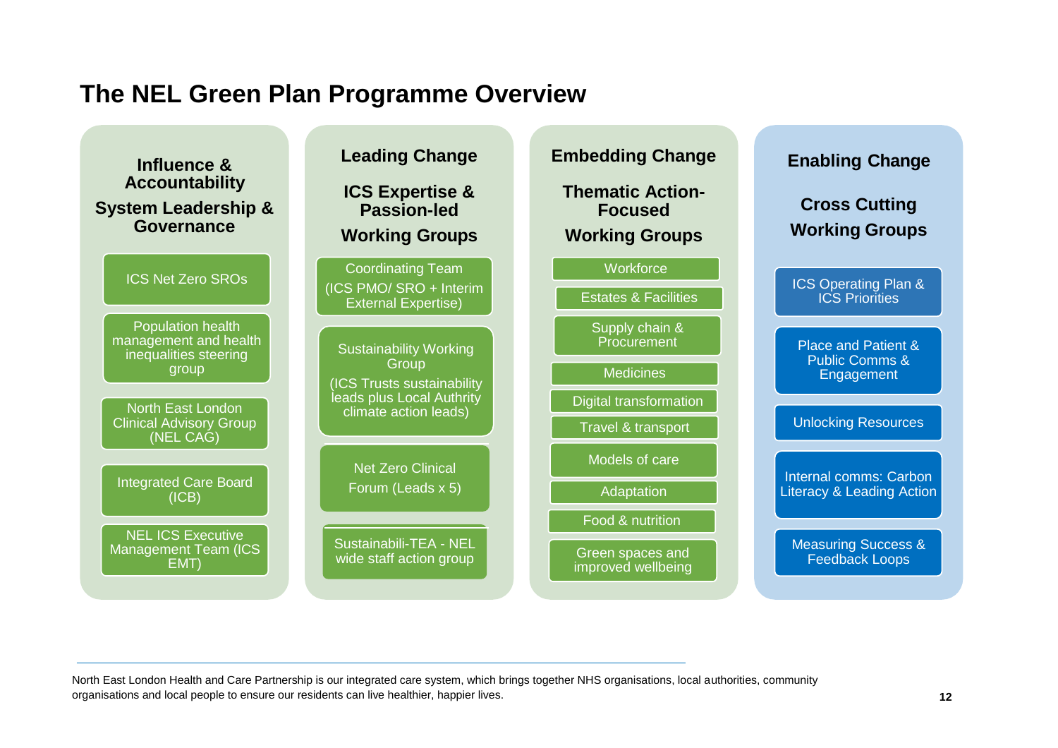# The NEL Green Plan Programme Overview

### Influence & Accountability
### System Leadership & Governance

- ICS Net Zero SROs
- Population health management and health inequalities steering group
- North East London Clinical Advisory Group (NEL CAG)
- Integrated Care Board (ICB)
- NEL ICS Executive Management Team (ICS EMT)

### Leading Change
### ICS Expertise & Passion-led Working Groups

- Coordinating Team (ICS PMO/ SRO + Interim External Expertise)
- Sustainability Working Group (ICS Trusts sustainability leads plus Local Authrity climate action leads)
- Net Zero Clinical Forum (Leads x 5)
- Sustainabili-TEA - NEL wide staff action group

### Embedding Change
### Thematic Action-Focused Working Groups

- Workforce
- Estates & Facilities
- Supply chain & Procurement
- Medicines
- Digital transformation
- Travel & transport
- Models of care
- Adaptation
- Food & nutrition
- Green spaces and improved wellbeing

### Enabling Change
### Cross Cutting Working Groups

- ICS Operating Plan & ICS Priorities
- Place and Patient & Public Comms & Engagement
- Unlocking Resources
- Internal comms: Carbon Literacy & Leading Action
- Measuring Success & Feedback Loops

---

North East London Health and Care Partnership is our integrated care system, which brings together NHS organisations, local authorities, community organisations and local people to ensure our residents can live healthier, happier lives.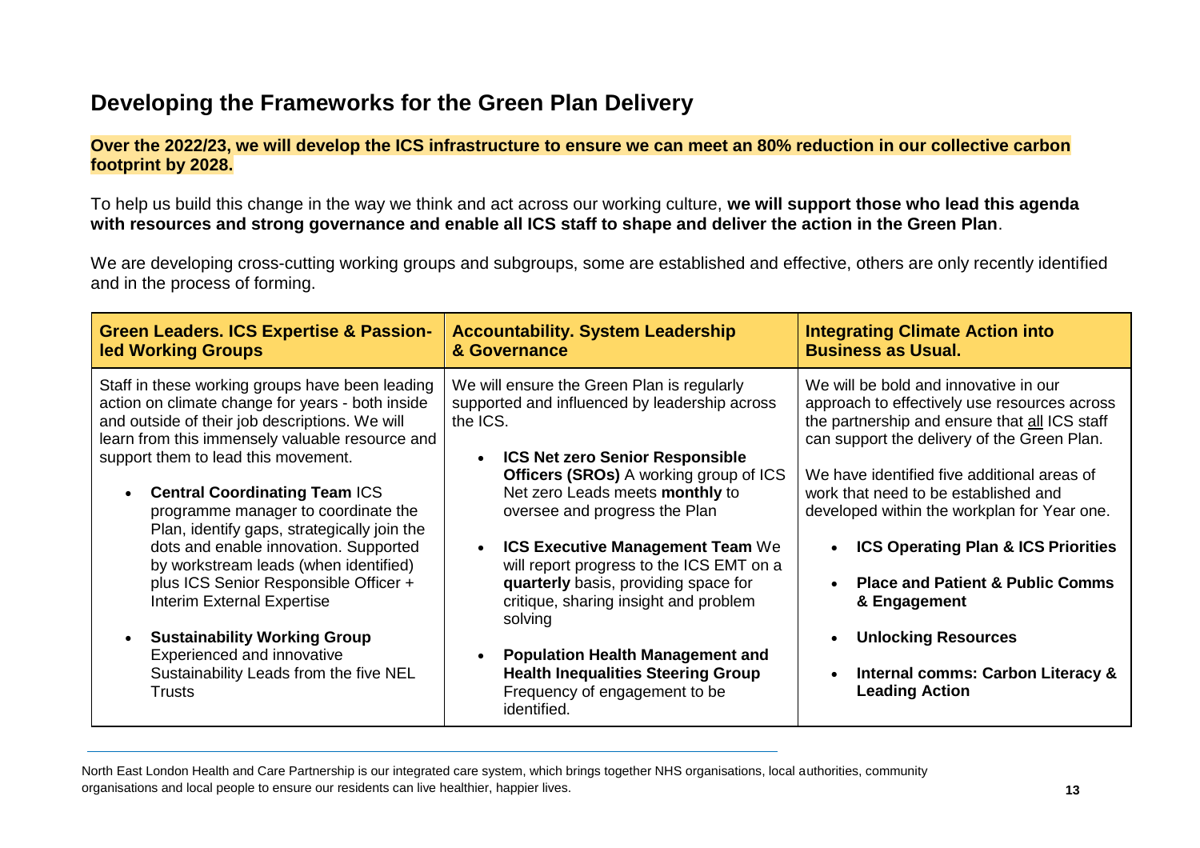## Developing the Frameworks for the Green Plan Delivery

**Over the 2022/23, we will develop the ICS infrastructure to ensure we can meet an 80% reduction in our collective carbon footprint by 2028.**

To help us build this change in the way we think and act across our working culture, **we will support those who lead this agenda with resources and strong governance and enable all ICS staff to shape and deliver the action in the Green Plan**.

We are developing cross-cutting working groups and subgroups, some are established and effective, others are only recently identified and in the process of forming.

| Green Leaders. ICS Expertise & Passion-led Working Groups | Accountability. System Leadership & Governance | Integrating Climate Action into Business as Usual. |
|---|---|---|
| Staff in these working groups have been leading action on climate change for years - both inside and outside of their job descriptions. We will learn from this immensely valuable resource and support them to lead this movement.<br><br>• **Central Coordinating Team** ICS programme manager to coordinate the Plan, identify gaps, strategically join the dots and enable innovation. Supported by workstream leads (when identified) plus ICS Senior Responsible Officer + Interim External Expertise<br><br>• **Sustainability Working Group** Experienced and innovative Sustainability Leads from the five NEL Trusts | We will ensure the Green Plan is regularly supported and influenced by leadership across the ICS.<br><br>• **ICS Net zero Senior Responsible Officers (SROs)** A working group of ICS Net zero Leads meets **monthly** to oversee and progress the Plan<br><br>• **ICS Executive Management Team** We will report progress to the ICS EMT on a **quarterly** basis, providing space for critique, sharing insight and problem solving<br><br>• **Population Health Management and Health Inequalities Steering Group** Frequency of engagement to be identified. | We will be bold and innovative in our approach to effectively use resources across the partnership and ensure that <u>all</u> ICS staff can support the delivery of the Green Plan.<br><br>We have identified five additional areas of work that need to be established and developed within the workplan for Year one.<br><br>• **ICS Operating Plan & ICS Priorities**<br><br>• **Place and Patient & Public Comms & Engagement**<br><br>• **Unlocking Resources**<br><br>• **Internal comms: Carbon Literacy & Leading Action** |

North East London Health and Care Partnership is our integrated care system, which brings together NHS organisations, local authorities, community organisations and local people to ensure our residents can live healthier, happier lives.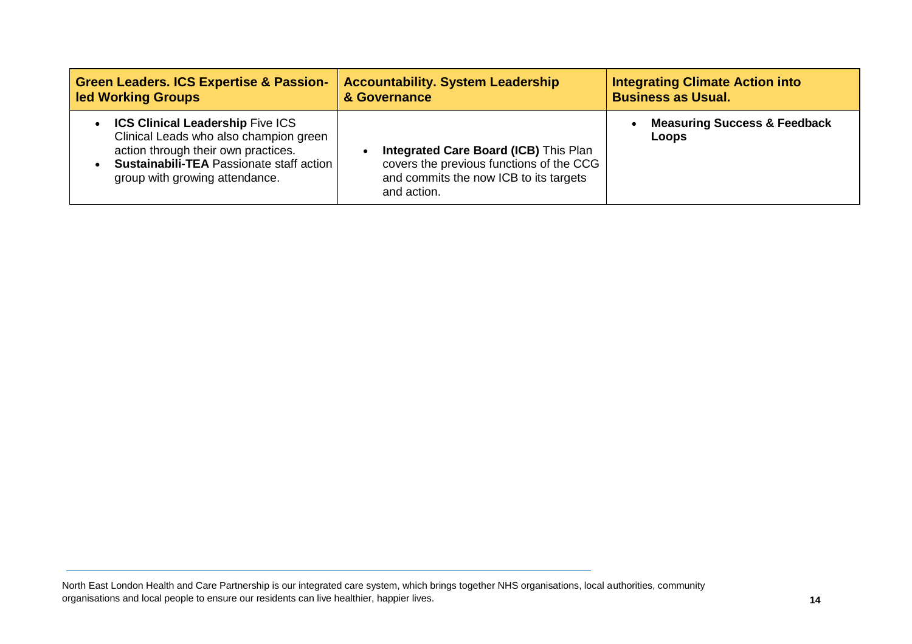| Green Leaders. ICS Expertise & Passion-led Working Groups | Accountability. System Leadership & Governance | Integrating Climate Action into Business as Usual. |
| --- | --- | --- |
| • **ICS Clinical Leadership** Five ICS Clinical Leads who also champion green action through their own practices.<br>• **Sustainabili-TEA** Passionate staff action group with growing attendance. | • **Integrated Care Board (ICB)** This Plan covers the previous functions of the CCG and commits the now ICB to its targets and action. | • **Measuring Success & Feedback Loops** |

North East London Health and Care Partnership is our integrated care system, which brings together NHS organisations, local authorities, community organisations and local people to ensure our residents can live healthier, happier lives.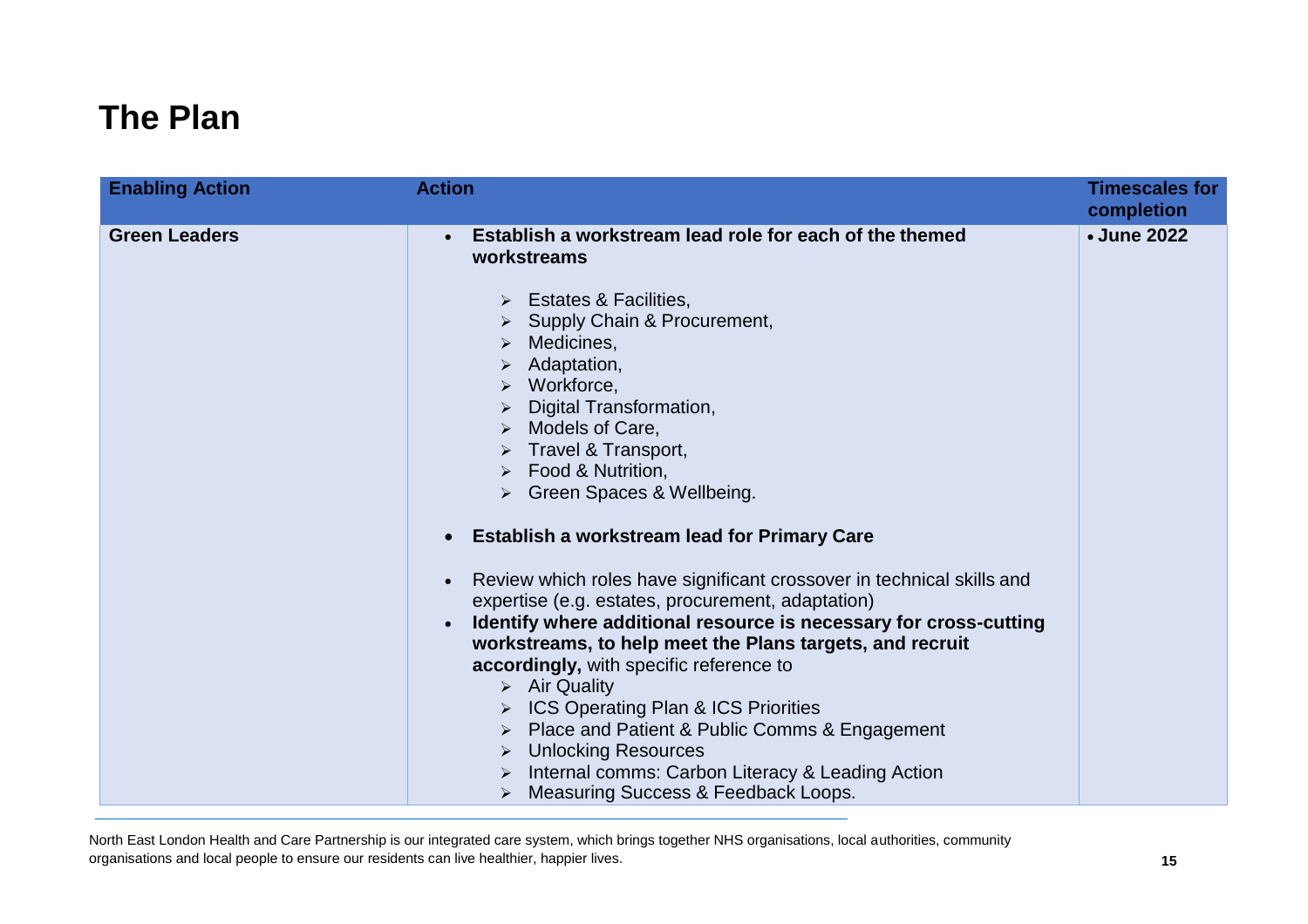# The Plan

| Enabling Action | Action | Timescales for completion |
| --- | --- | --- |
| Green Leaders | • **Establish a workstream lead role for each of the themed workstreams**<br>➢ Estates & Facilities,<br>➢ Supply Chain & Procurement,<br>➢ Medicines,<br>➢ Adaptation,<br>➢ Workforce,<br>➢ Digital Transformation,<br>➢ Models of Care,<br>➢ Travel & Transport,<br>➢ Food & Nutrition,<br>➢ Green Spaces & Wellbeing.<br><br>• **Establish a workstream lead for Primary Care**<br><br>• Review which roles have significant crossover in technical skills and expertise (e.g. estates, procurement, adaptation)<br>• **Identify where additional resource is necessary for cross-cutting workstreams, to help meet the Plans targets, and recruit accordingly,** with specific reference to<br>➢ Air Quality<br>➢ ICS Operating Plan & ICS Priorities<br>➢ Place and Patient & Public Comms & Engagement<br>➢ Unlocking Resources<br>➢ Internal comms: Carbon Literacy & Leading Action<br>➢ Measuring Success & Feedback Loops. | • **June 2022** |

North East London Health and Care Partnership is our integrated care system, which brings together NHS organisations, local authorities, community organisations and local people to ensure our residents can live healthier, happier lives.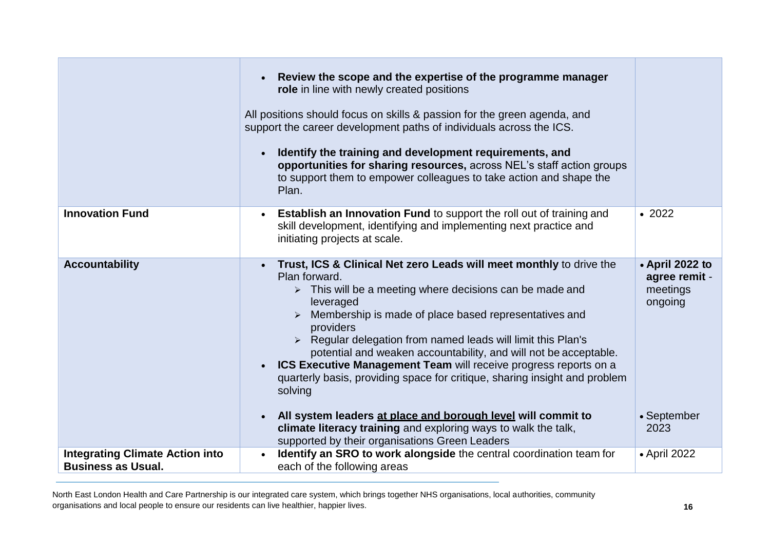| | | |
|---|---|---|
| | • **Review the scope and the expertise of the programme manager role** in line with newly created positions<br><br>All positions should focus on skills & passion for the green agenda, and support the career development paths of individuals across the ICS.<br><br>• **Identify the training and development requirements, and opportunities for sharing resources,** across NEL's staff action groups to support them to empower colleagues to take action and shape the Plan. | |
| **Innovation Fund** | • **Establish an Innovation Fund** to support the roll out of training and skill development, identifying and implementing next practice and initiating projects at scale. | • 2022 |
| **Accountability** | • **Trust, ICS & Clinical Net zero Leads will meet monthly** to drive the Plan forward.<br>  ➢ This will be a meeting where decisions can be made and leveraged<br>  ➢ Membership is made of place based representatives and providers<br>  ➢ Regular delegation from named leads will limit this Plan's potential and weaken accountability, and will not be acceptable.<br>• **ICS Executive Management Team** will receive progress reports on a quarterly basis, providing space for critique, sharing insight and problem solving<br><br>• **All system leaders <u>at place and borough level</u> will commit to climate literacy training** and exploring ways to walk the talk, supported by their organisations Green Leaders | • **April 2022 to agree remit** - meetings ongoing<br><br><br><br><br><br><br><br>• September 2023 |
| **Integrating Climate Action into Business as Usual.** | • **Identify an SRO to work alongside** the central coordination team for each of the following areas | • April 2022 |

North East London Health and Care Partnership is our integrated care system, which brings together NHS organisations, local authorities, community organisations and local people to ensure our residents can live healthier, happier lives.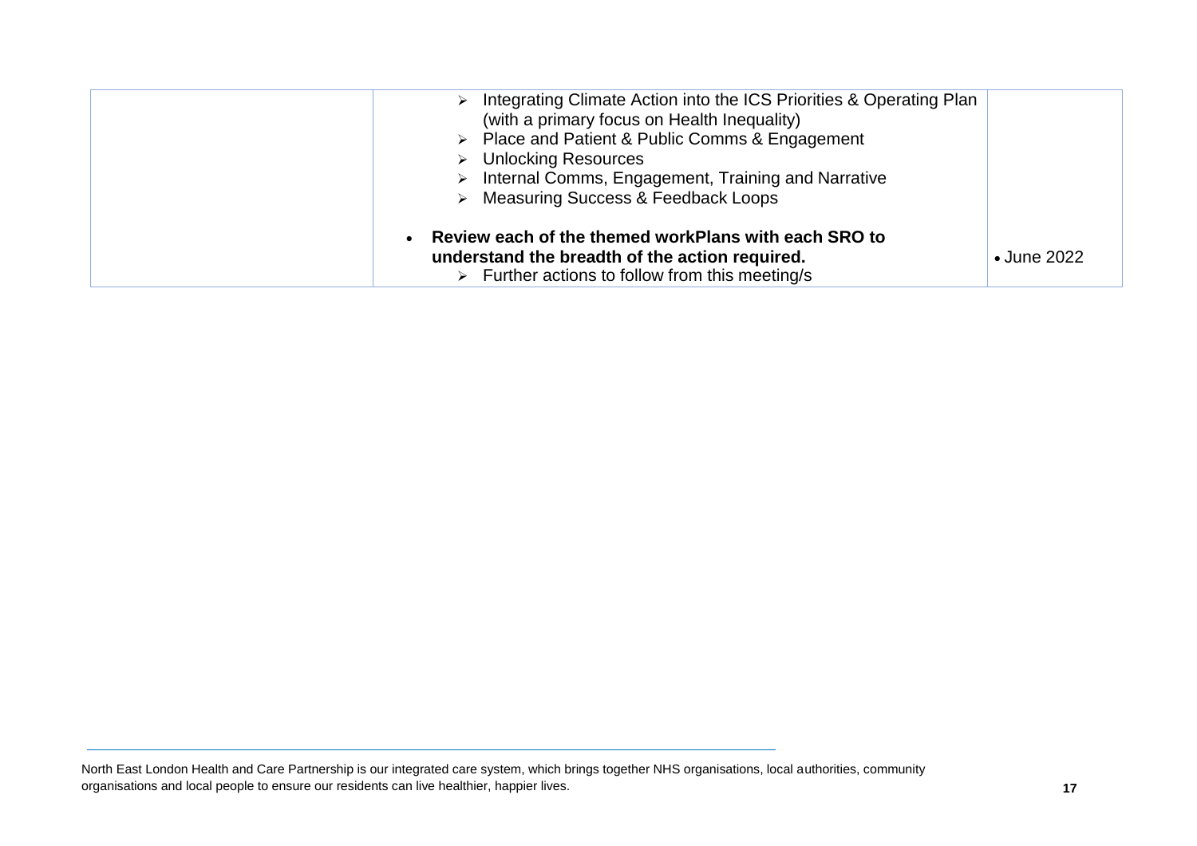| | | |
|---|---|---|
| | ➢ Integrating Climate Action into the ICS Priorities & Operating Plan (with a primary focus on Health Inequality)<br>➢ Place and Patient & Public Comms & Engagement<br>➢ Unlocking Resources<br>➢ Internal Comms, Engagement, Training and Narrative<br>➢ Measuring Success & Feedback Loops<br><br>• **Review each of the themed workPlans with each SRO to understand the breadth of the action required.**<br>➢ Further actions to follow from this meeting/s | • June 2022 |

North East London Health and Care Partnership is our integrated care system, which brings together NHS organisations, local authorities, community organisations and local people to ensure our residents can live healthier, happier lives.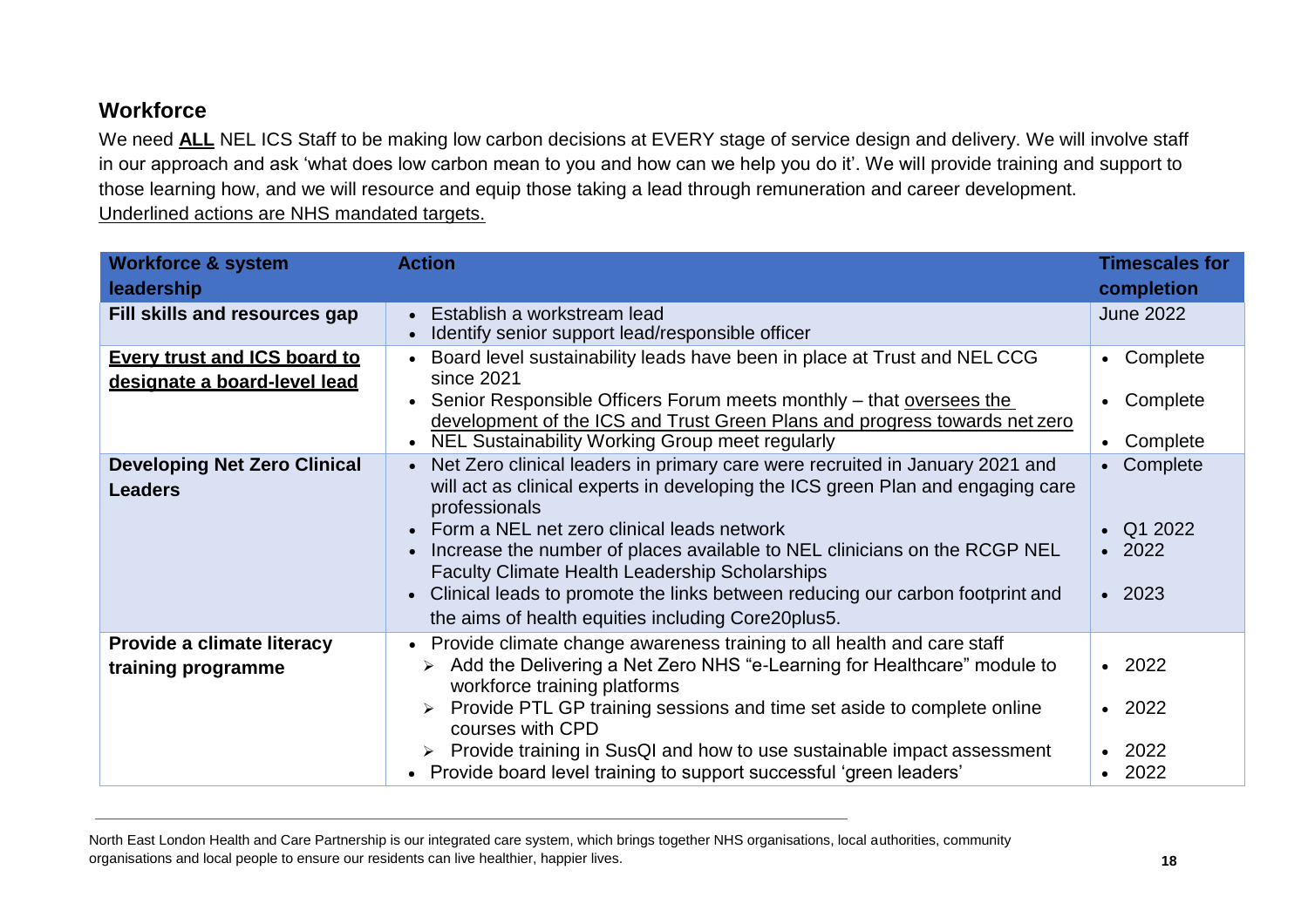## Workforce

We need **ALL** NEL ICS Staff to be making low carbon decisions at EVERY stage of service design and delivery. We will involve staff in our approach and ask 'what does low carbon mean to you and how can we help you do it'. We will provide training and support to those learning how, and we will resource and equip those taking a lead through remuneration and career development.
<u>Underlined actions are NHS mandated targets.</u>

| Workforce & system leadership | Action | Timescales for completion |
|---|---|---|
| **Fill skills and resources gap** | • Establish a workstream lead<br>• Identify senior support lead/responsible officer | June 2022 |
| **<u>Every trust and ICS board to designate a board-level lead</u>** | • Board level sustainability leads have been in place at Trust and NEL CCG since 2021<br>• Senior Responsible Officers Forum meets monthly – that <u>oversees the development of the ICS and Trust Green Plans and progress towards net zero</u><br>• NEL Sustainability Working Group meet regularly | • Complete<br>• Complete<br>• Complete |
| **Developing Net Zero Clinical Leaders** | • Net Zero clinical leaders in primary care were recruited in January 2021 and will act as clinical experts in developing the ICS green Plan and engaging care professionals<br>• Form a NEL net zero clinical leads network<br>• Increase the number of places available to NEL clinicians on the RCGP NEL Faculty Climate Health Leadership Scholarships<br>• Clinical leads to promote the links between reducing our carbon footprint and the aims of health equities including Core20plus5. | • Complete<br>• Q1 2022<br>• 2022<br>• 2023 |
| **Provide a climate literacy training programme** | • Provide climate change awareness training to all health and care staff<br>➢ Add the Delivering a Net Zero NHS "e-Learning for Healthcare" module to workforce training platforms<br>➢ Provide PTL GP training sessions and time set aside to complete online courses with CPD<br>➢ Provide training in SusQI and how to use sustainable impact assessment<br>• Provide board level training to support successful 'green leaders' | • 2022<br>• 2022<br>• 2022<br>• 2022 |

North East London Health and Care Partnership is our integrated care system, which brings together NHS organisations, local authorities, community organisations and local people to ensure our residents can live healthier, happier lives.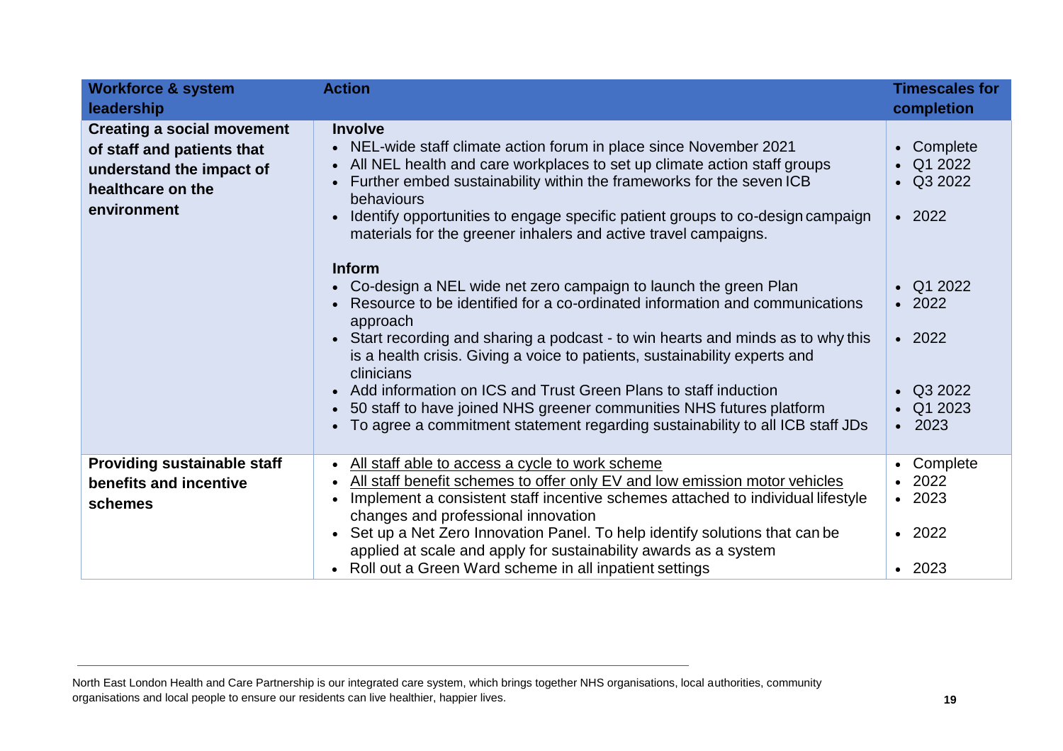| Workforce & system leadership | Action | Timescales for completion |
|---|---|---|
| **Creating a social movement of staff and patients that understand the impact of healthcare on the environment** | **Involve**<br>• NEL-wide staff climate action forum in place since November 2021<br>• All NEL health and care workplaces to set up climate action staff groups<br>• Further embed sustainability within the frameworks for the seven ICB behaviours<br>• Identify opportunities to engage specific patient groups to co-design campaign materials for the greener inhalers and active travel campaigns.<br><br>**Inform**<br>• Co-design a NEL wide net zero campaign to launch the green Plan<br>• Resource to be identified for a co-ordinated information and communications approach<br>• Start recording and sharing a podcast - to win hearts and minds as to why this is a health crisis. Giving a voice to patients, sustainability experts and clinicians<br>• Add information on ICS and Trust Green Plans to staff induction<br>• 50 staff to have joined NHS greener communities NHS futures platform<br>• To agree a commitment statement regarding sustainability to all ICB staff JDs | • Complete<br>• Q1 2022<br>• Q3 2022<br>• 2022<br><br><br>• Q1 2022<br>• 2022<br>• 2022<br>• Q3 2022<br>• Q1 2023<br>• 2023 |
| **Providing sustainable staff benefits and incentive schemes** | • All staff able to access a cycle to work scheme<br>• All staff benefit schemes to offer only EV and low emission motor vehicles<br>• Implement a consistent staff incentive schemes attached to individual lifestyle changes and professional innovation<br>• Set up a Net Zero Innovation Panel. To help identify solutions that can be applied at scale and apply for sustainability awards as a system<br>• Roll out a Green Ward scheme in all inpatient settings | • Complete<br>• 2022<br>• 2023<br>• 2022<br>• 2023 |

North East London Health and Care Partnership is our integrated care system, which brings together NHS organisations, local authorities, community organisations and local people to ensure our residents can live healthier, happier lives.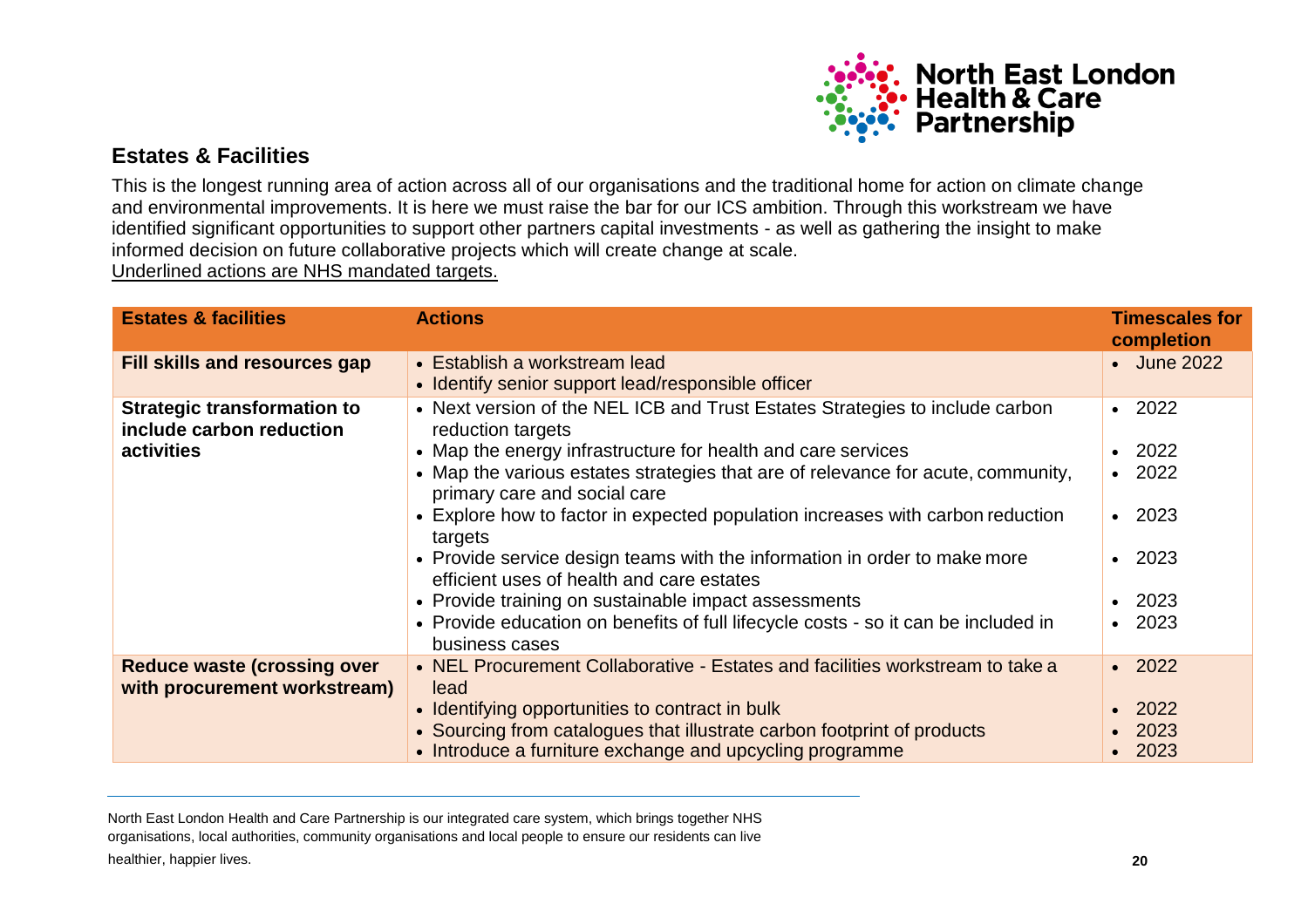## Estates & Facilities

This is the longest running area of action across all of our organisations and the traditional home for action on climate change and environmental improvements. It is here we must raise the bar for our ICS ambition. Through this workstream we have identified significant opportunities to support other partners capital investments - as well as gathering the insight to make informed decision on future collaborative projects which will create change at scale.

<u>Underlined actions are NHS mandated targets.</u>

| Estates & facilities | Actions | Timescales for completion |
|---|---|---|
| **Fill skills and resources gap** | • Establish a workstream lead<br>• Identify senior support lead/responsible officer | • June 2022 |
| **Strategic transformation to include carbon reduction activities** | • Next version of the NEL ICB and Trust Estates Strategies to include carbon reduction targets<br>• Map the energy infrastructure for health and care services<br>• Map the various estates strategies that are of relevance for acute, community, primary care and social care<br>• Explore how to factor in expected population increases with carbon reduction targets<br>• Provide service design teams with the information in order to make more efficient uses of health and care estates<br>• Provide training on sustainable impact assessments<br>• Provide education on benefits of full lifecycle costs - so it can be included in business cases | • 2022<br>• 2022<br>• 2022<br>• 2023<br>• 2023<br>• 2023<br>• 2023 |
| **Reduce waste (crossing over with procurement workstream)** | • NEL Procurement Collaborative - Estates and facilities workstream to take a lead<br>• Identifying opportunities to contract in bulk<br>• Sourcing from catalogues that illustrate carbon footprint of products<br>• Introduce a furniture exchange and upcycling programme | • 2022<br>• 2022<br>• 2023<br>• 2023 |

North East London Health and Care Partnership is our integrated care system, which brings together NHS organisations, local authorities, community organisations and local people to ensure our residents can live healthier, happier lives.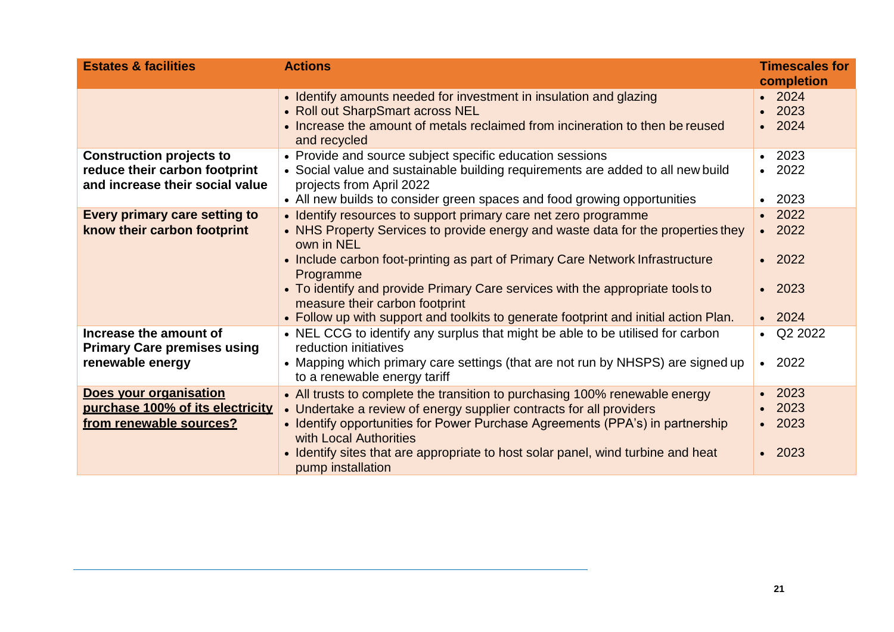| Estates & facilities | Actions | Timescales for completion |
|---|---|---|
| | • Identify amounts needed for investment in insulation and glazing<br>• Roll out SharpSmart across NEL<br>• Increase the amount of metals reclaimed from incineration to then be reused and recycled | • 2024<br>• 2023<br>• 2024 |
| **Construction projects to reduce their carbon footprint and increase their social value** | • Provide and source subject specific education sessions<br>• Social value and sustainable building requirements are added to all new build projects from April 2022<br>• All new builds to consider green spaces and food growing opportunities | • 2023<br>• 2022<br>• 2023 |
| **Every primary care setting to know their carbon footprint** | • Identify resources to support primary care net zero programme<br>• NHS Property Services to provide energy and waste data for the properties they own in NEL<br>• Include carbon foot-printing as part of Primary Care Network Infrastructure Programme<br>• To identify and provide Primary Care services with the appropriate tools to measure their carbon footprint<br>• Follow up with support and toolkits to generate footprint and initial action Plan. | • 2022<br>• 2022<br>• 2022<br>• 2023<br>• 2024 |
| **Increase the amount of Primary Care premises using renewable energy** | • NEL CCG to identify any surplus that might be able to be utilised for carbon reduction initiatives<br>• Mapping which primary care settings (that are not run by NHSPS) are signed up to a renewable energy tariff | • Q2 2022<br>• 2022 |
| **Does your organisation purchase 100% of its electricity from renewable sources?** | • All trusts to complete the transition to purchasing 100% renewable energy<br>• Undertake a review of energy supplier contracts for all providers<br>• Identify opportunities for Power Purchase Agreements (PPA's) in partnership with Local Authorities<br>• Identify sites that are appropriate to host solar panel, wind turbine and heat pump installation | • 2023<br>• 2023<br>• 2023<br>• 2023 |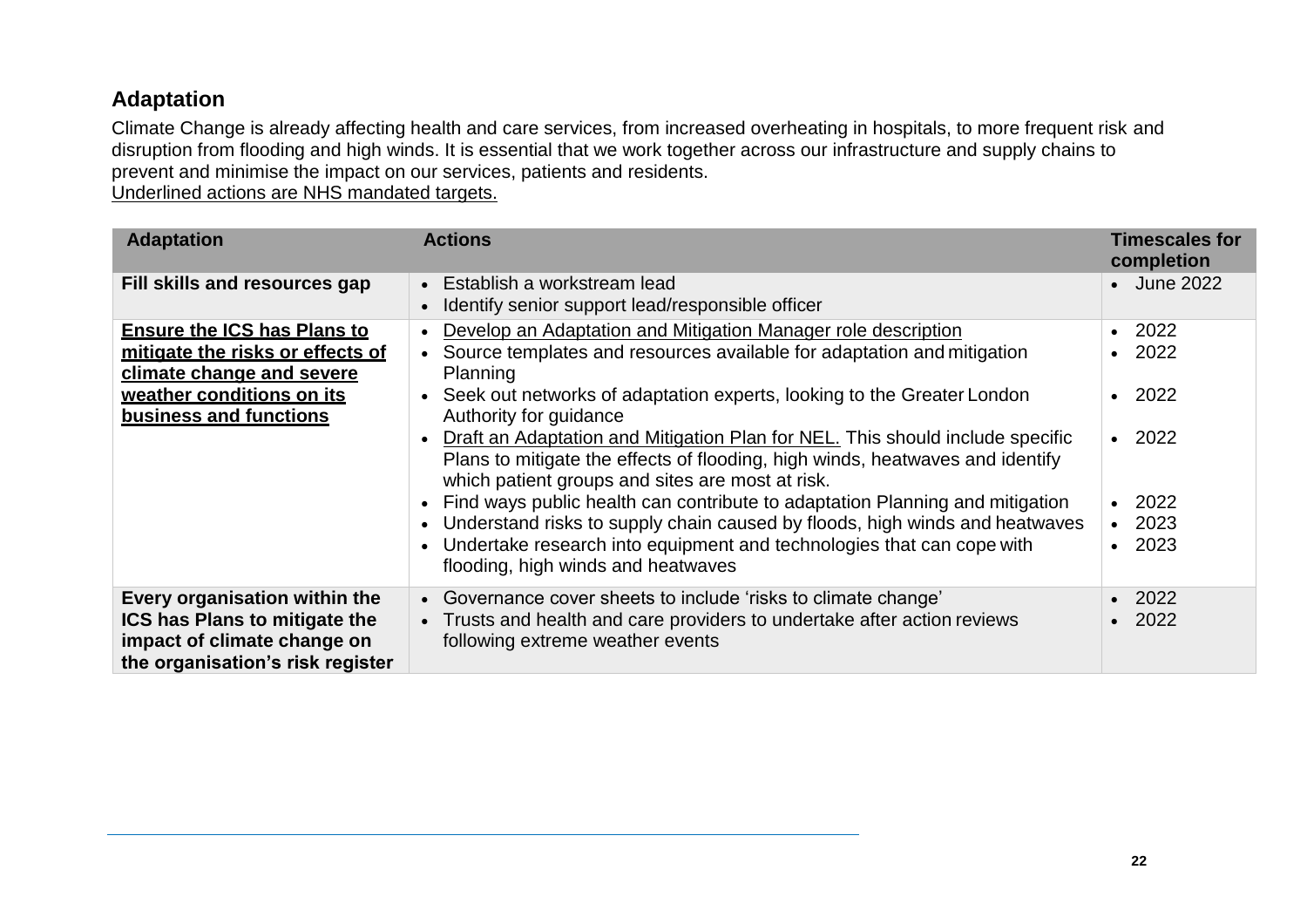## Adaptation

Climate Change is already affecting health and care services, from increased overheating in hospitals, to more frequent risk and disruption from flooding and high winds. It is essential that we work together across our infrastructure and supply chains to prevent and minimise the impact on our services, patients and residents.
<u>Underlined actions are NHS mandated targets.</u>

| Adaptation | Actions | Timescales for completion |
|---|---|---|
| **Fill skills and resources gap** | • Establish a workstream lead<br>• Identify senior support lead/responsible officer | • June 2022 |
| **<u>Ensure the ICS has Plans to mitigate the risks or effects of climate change and severe weather conditions on its business and functions</u>** | • <u>Develop an Adaptation and Mitigation Manager role description</u><br>• Source templates and resources available for adaptation and mitigation Planning<br>• Seek out networks of adaptation experts, looking to the Greater London Authority for guidance<br>• <u>Draft an Adaptation and Mitigation Plan for NEL.</u> This should include specific Plans to mitigate the effects of flooding, high winds, heatwaves and identify which patient groups and sites are most at risk.<br>• Find ways public health can contribute to adaptation Planning and mitigation<br>• Understand risks to supply chain caused by floods, high winds and heatwaves<br>• Undertake research into equipment and technologies that can cope with flooding, high winds and heatwaves | • 2022<br>• 2022<br>• 2022<br>• 2022<br>• 2022<br>• 2023<br>• 2023 |
| **Every organisation within the ICS has Plans to mitigate the impact of climate change on the organisation's risk register** | • Governance cover sheets to include 'risks to climate change'<br>• Trusts and health and care providers to undertake after action reviews following extreme weather events | • 2022<br>• 2022 |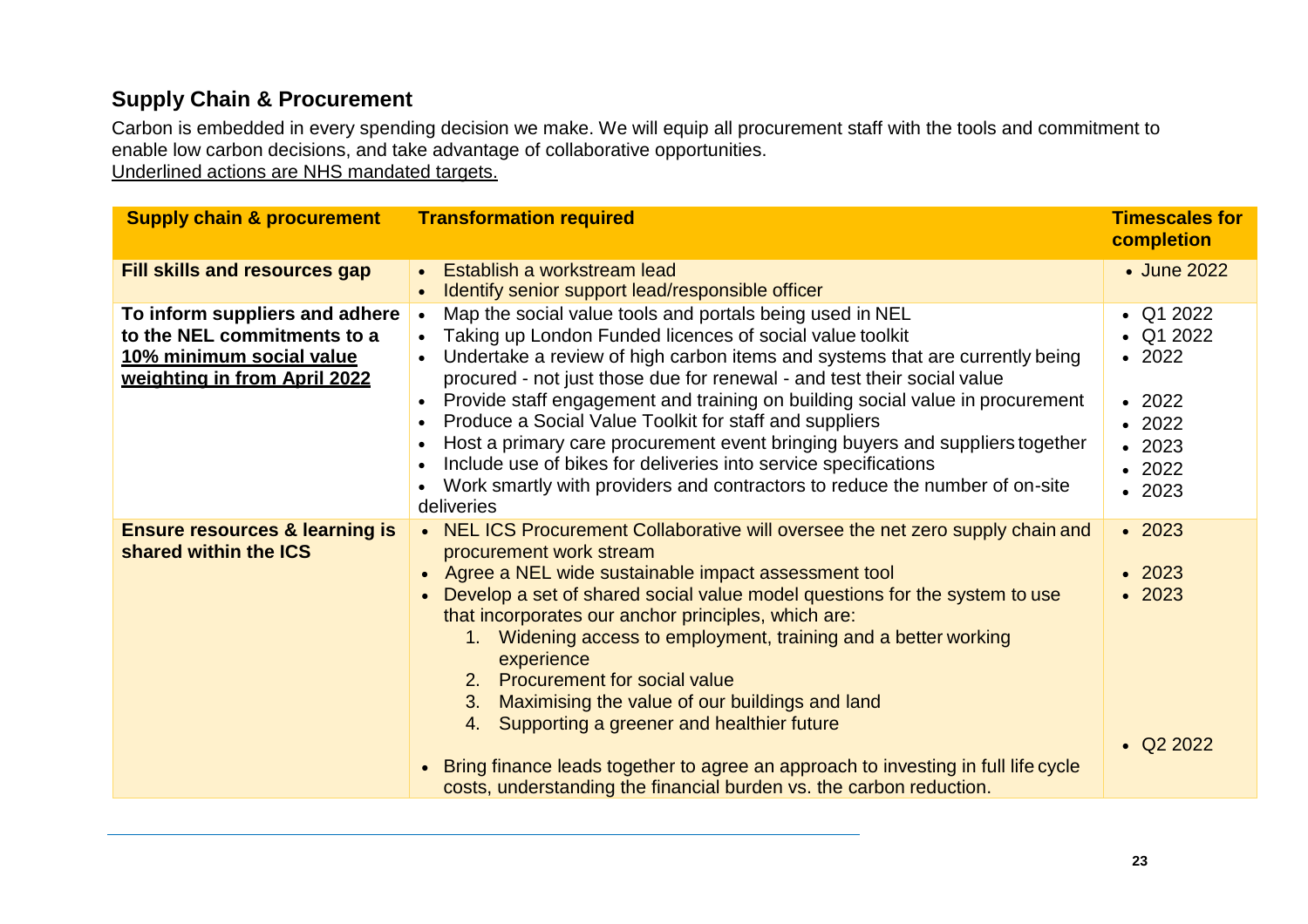## Supply Chain & Procurement

Carbon is embedded in every spending decision we make. We will equip all procurement staff with the tools and commitment to enable low carbon decisions, and take advantage of collaborative opportunities.
<u>Underlined actions are NHS mandated targets.</u>

| Supply chain & procurement | Transformation required | Timescales for completion |
| --- | --- | --- |
| **Fill skills and resources gap** | • Establish a workstream lead<br>• Identify senior support lead/responsible officer | • June 2022 |
| **To inform suppliers and adhere to the NEL commitments to a <u>10% minimum social value weighting in from April 2022</u>** | • Map the social value tools and portals being used in NEL<br>• Taking up London Funded licences of social value toolkit<br>• Undertake a review of high carbon items and systems that are currently being procured - not just those due for renewal - and test their social value<br>• Provide staff engagement and training on building social value in procurement<br>• Produce a Social Value Toolkit for staff and suppliers<br>• Host a primary care procurement event bringing buyers and suppliers together<br>• Include use of bikes for deliveries into service specifications<br>• Work smartly with providers and contractors to reduce the number of on-site deliveries | • Q1 2022<br>• Q1 2022<br>• 2022<br><br>• 2022<br>• 2022<br>• 2023<br>• 2022<br>• 2023 |
| **Ensure resources & learning is shared within the ICS** | • NEL ICS Procurement Collaborative will oversee the net zero supply chain and procurement work stream<br>• Agree a NEL wide sustainable impact assessment tool<br>• Develop a set of shared social value model questions for the system to use that incorporates our anchor principles, which are:<br>1. Widening access to employment, training and a better working experience<br>2. Procurement for social value<br>3. Maximising the value of our buildings and land<br>4. Supporting a greener and healthier future<br><br>• Bring finance leads together to agree an approach to investing in full life cycle costs, understanding the financial burden vs. the carbon reduction. | • 2023<br><br>• 2023<br>• 2023<br><br><br><br><br><br><br>• Q2 2022 |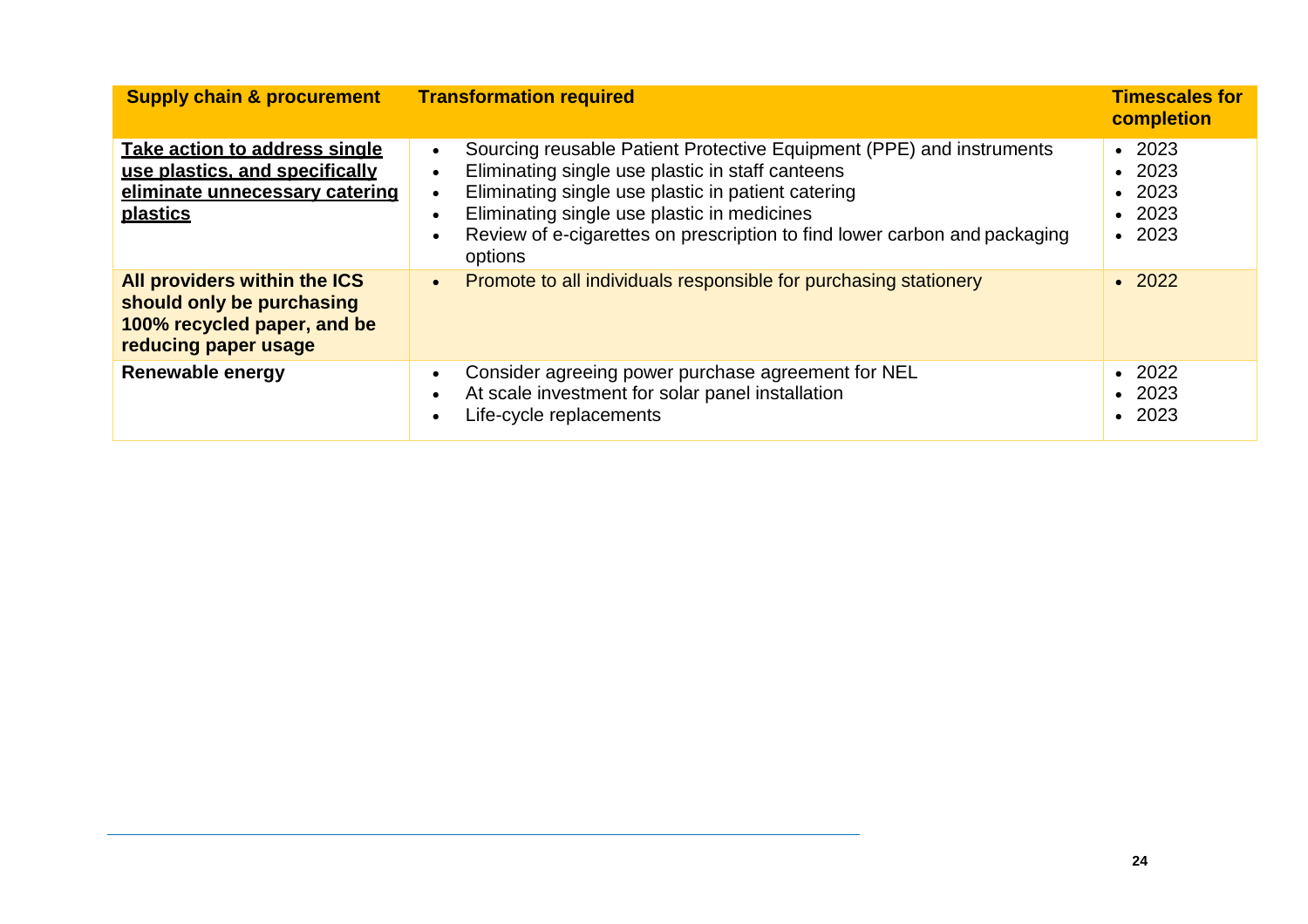| Supply chain & procurement | Transformation required | Timescales for completion |
|---|---|---|
| **Take action to address single use plastics, and specifically eliminate unnecessary catering plastics** | • Sourcing reusable Patient Protective Equipment (PPE) and instruments<br>• Eliminating single use plastic in staff canteens<br>• Eliminating single use plastic in patient catering<br>• Eliminating single use plastic in medicines<br>• Review of e-cigarettes on prescription to find lower carbon and packaging options | • 2023<br>• 2023<br>• 2023<br>• 2023<br>• 2023 |
| **All providers within the ICS should only be purchasing 100% recycled paper, and be reducing paper usage** | • Promote to all individuals responsible for purchasing stationery | • 2022 |
| **Renewable energy** | • Consider agreeing power purchase agreement for NEL<br>• At scale investment for solar panel installation<br>• Life-cycle replacements | • 2022<br>• 2023<br>• 2023 |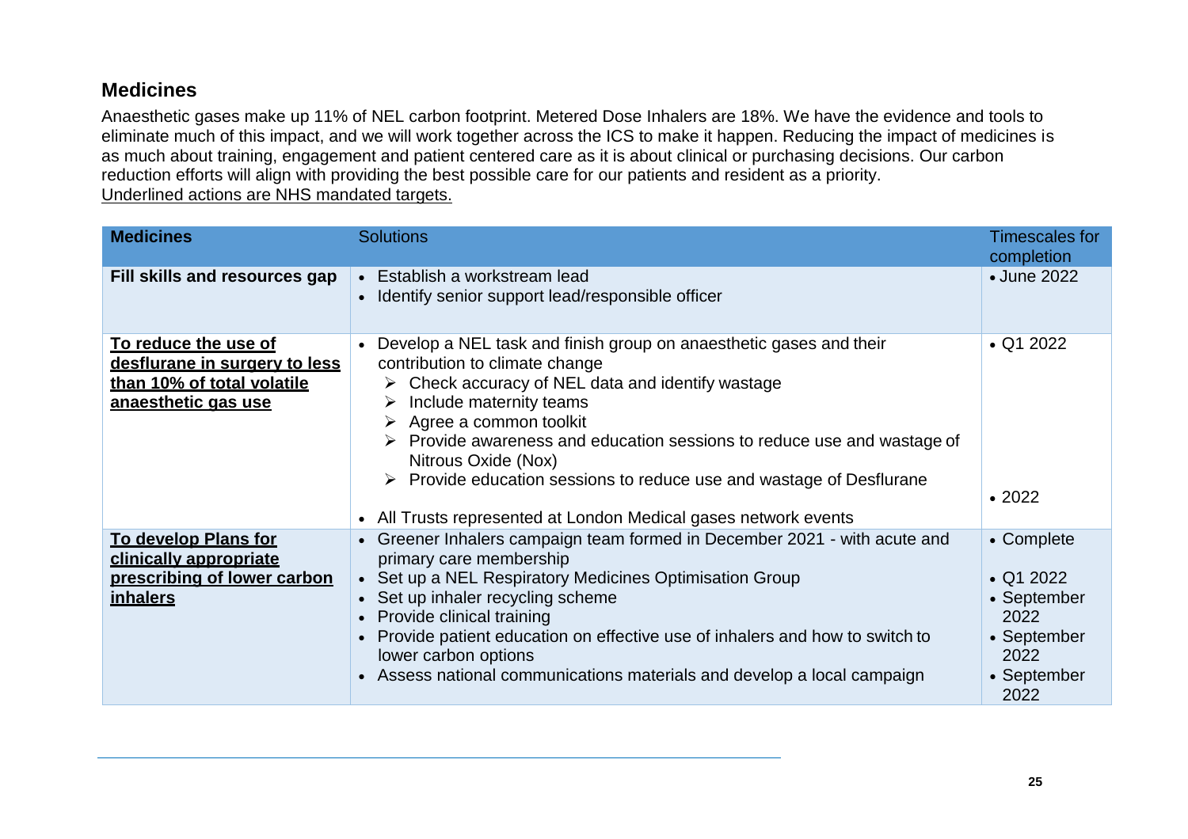## Medicines

Anaesthetic gases make up 11% of NEL carbon footprint. Metered Dose Inhalers are 18%. We have the evidence and tools to eliminate much of this impact, and we will work together across the ICS to make it happen. Reducing the impact of medicines is as much about training, engagement and patient centered care as it is about clinical or purchasing decisions. Our carbon reduction efforts will align with providing the best possible care for our patients and resident as a priority.
<u>Underlined actions are NHS mandated targets.</u>

| **Medicines** | Solutions | Timescales for completion |
|---|---|---|
| **Fill skills and resources gap** | • Establish a workstream lead<br>• Identify senior support lead/responsible officer | • June 2022 |
| **<u>To reduce the use of desflurane in surgery to less than 10% of total volatile anaesthetic gas use</u>** | • Develop a NEL task and finish group on anaesthetic gases and their contribution to climate change<br>➢ Check accuracy of NEL data and identify wastage<br>➢ Include maternity teams<br>➢ Agree a common toolkit<br>➢ Provide awareness and education sessions to reduce use and wastage of Nitrous Oxide (Nox)<br>➢ Provide education sessions to reduce use and wastage of Desflurane<br>• All Trusts represented at London Medical gases network events | • Q1 2022<br><br><br><br><br><br><br>• 2022 |
| **<u>To develop Plans for clinically appropriate prescribing of lower carbon inhalers</u>** | • Greener Inhalers campaign team formed in December 2021 - with acute and primary care membership<br>• Set up a NEL Respiratory Medicines Optimisation Group<br>• Set up inhaler recycling scheme<br>• Provide clinical training<br>• Provide patient education on effective use of inhalers and how to switch to lower carbon options<br>• Assess national communications materials and develop a local campaign | • Complete<br>• Q1 2022<br>• September 2022<br>• September 2022<br>• September 2022 |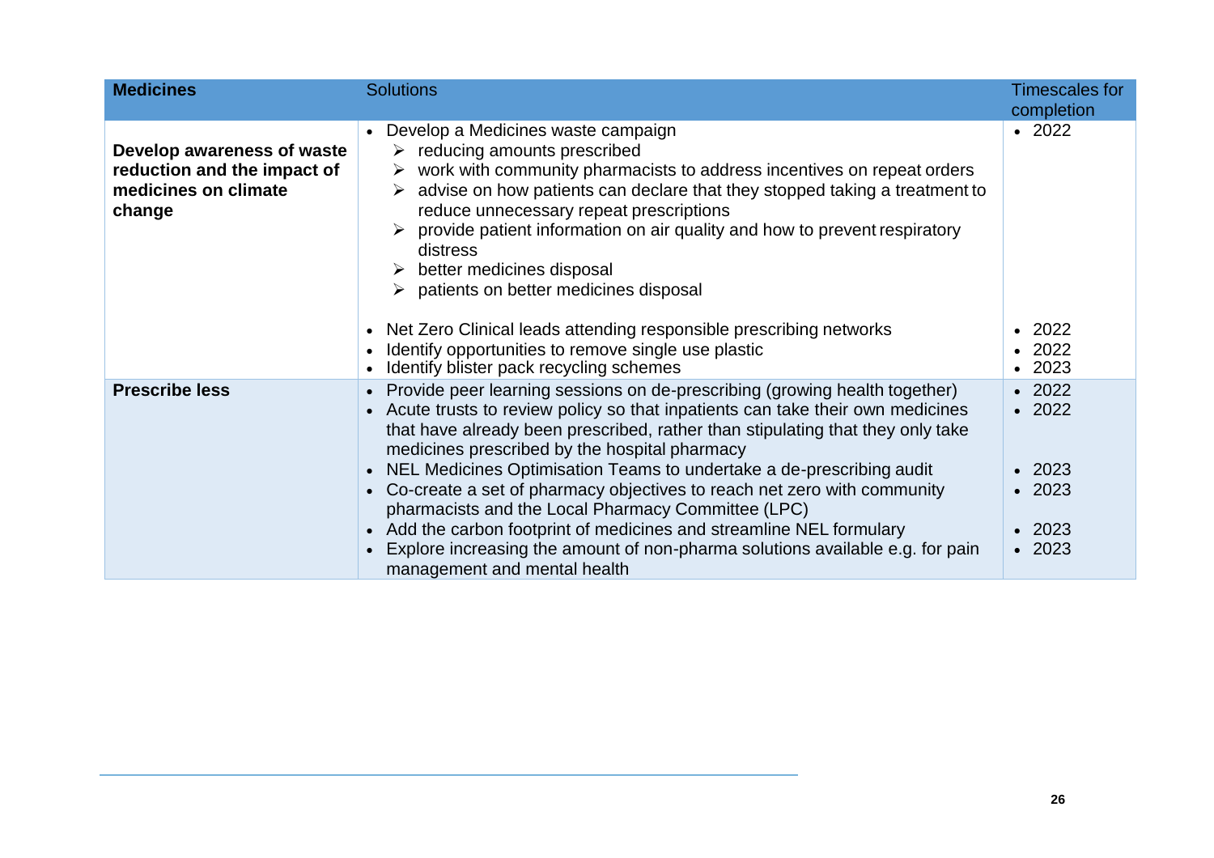| Medicines | Solutions | Timescales for completion |
|---|---|---|
| **Develop awareness of waste reduction and the impact of medicines on climate change** | • Develop a Medicines waste campaign<br>➢ reducing amounts prescribed<br>➢ work with community pharmacists to address incentives on repeat orders<br>➢ advise on how patients can declare that they stopped taking a treatment to reduce unnecessary repeat prescriptions<br>➢ provide patient information on air quality and how to prevent respiratory distress<br>➢ better medicines disposal<br>➢ patients on better medicines disposal<br><br>• Net Zero Clinical leads attending responsible prescribing networks<br>• Identify opportunities to remove single use plastic<br>• Identify blister pack recycling schemes | • 2022<br><br><br><br><br><br><br><br><br>• 2022<br>• 2022<br>• 2023 |
| **Prescribe less** | • Provide peer learning sessions on de-prescribing (growing health together)<br>• Acute trusts to review policy so that inpatients can take their own medicines that have already been prescribed, rather than stipulating that they only take medicines prescribed by the hospital pharmacy<br>• NEL Medicines Optimisation Teams to undertake a de-prescribing audit<br>• Co-create a set of pharmacy objectives to reach net zero with community pharmacists and the Local Pharmacy Committee (LPC)<br>• Add the carbon footprint of medicines and streamline NEL formulary<br>• Explore increasing the amount of non-pharma solutions available e.g. for pain management and mental health | • 2022<br>• 2022<br><br><br>• 2023<br>• 2023<br><br>• 2023<br>• 2023 |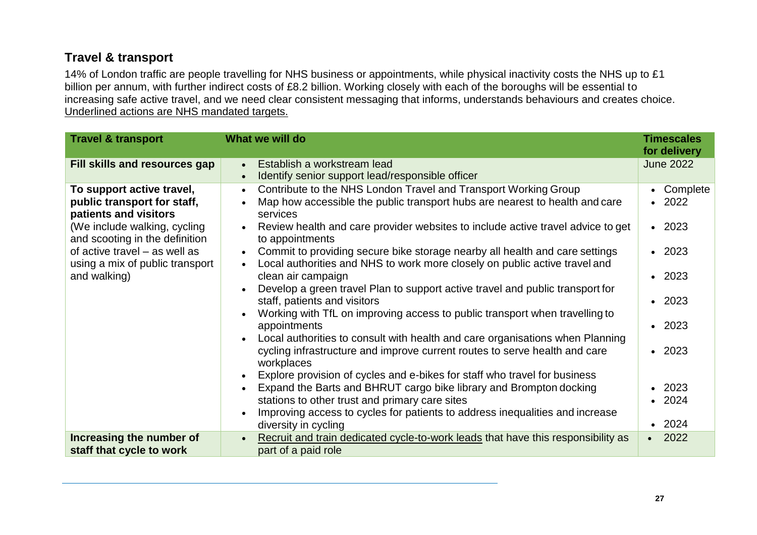## Travel & transport

14% of London traffic are people travelling for NHS business or appointments, while physical inactivity costs the NHS up to £1 billion per annum, with further indirect costs of £8.2 billion. Working closely with each of the boroughs will be essential to increasing safe active travel, and we need clear consistent messaging that informs, understands behaviours and creates choice. <u>Underlined actions are NHS mandated targets.</u>

| Travel & transport | What we will do | Timescales for delivery |
|---|---|---|
| **Fill skills and resources gap** | • Establish a workstream lead<br>• Identify senior support lead/responsible officer | June 2022 |
| **To support active travel, public transport for staff, patients and visitors**<br>(We include walking, cycling and scooting in the definition of active travel – as well as using a mix of public transport and walking) | • Contribute to the NHS London Travel and Transport Working Group<br>• Map how accessible the public transport hubs are nearest to health and care services<br>• Review health and care provider websites to include active travel advice to get to appointments<br>• Commit to providing secure bike storage nearby all health and care settings<br>• Local authorities and NHS to work more closely on public active travel and clean air campaign<br>• Develop a green travel Plan to support active travel and public transport for staff, patients and visitors<br>• Working with TfL on improving access to public transport when travelling to appointments<br>• Local authorities to consult with health and care organisations when Planning cycling infrastructure and improve current routes to serve health and care workplaces<br>• Explore provision of cycles and e-bikes for staff who travel for business<br>• Expand the Barts and BHRUT cargo bike library and Brompton docking stations to other trust and primary care sites<br>• Improving access to cycles for patients to address inequalities and increase diversity in cycling | • Complete<br>• 2022<br>• 2023<br>• 2023<br>• 2023<br>• 2023<br>• 2023<br>• 2023<br>• 2023<br>• 2024<br>• 2024 |
| **Increasing the number of staff that cycle to work** | • <u>Recruit and train dedicated cycle-to-work leads</u> that have this responsibility as part of a paid role | • 2022 |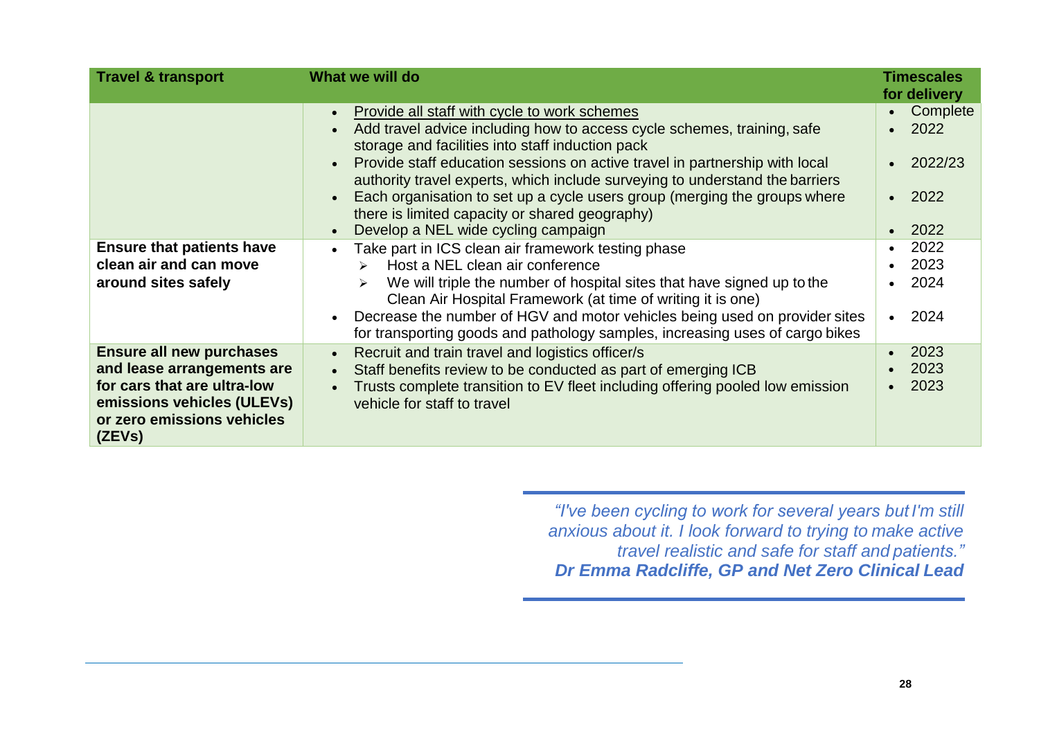| Travel & transport | What we will do | Timescales for delivery |
|---|---|---|
| | • Provide all staff with cycle to work schemes<br>• Add travel advice including how to access cycle schemes, training, safe storage and facilities into staff induction pack<br>• Provide staff education sessions on active travel in partnership with local authority travel experts, which include surveying to understand the barriers<br>• Each organisation to set up a cycle users group (merging the groups where there is limited capacity or shared geography)<br>• Develop a NEL wide cycling campaign | • Complete<br>• 2022<br>• 2022/23<br>• 2022<br>• 2022 |
| **Ensure that patients have clean air and can move around sites safely** | • Take part in ICS clean air framework testing phase<br>&nbsp;&nbsp;➢ Host a NEL clean air conference<br>&nbsp;&nbsp;➢ We will triple the number of hospital sites that have signed up to the Clean Air Hospital Framework (at time of writing it is one)<br>• Decrease the number of HGV and motor vehicles being used on provider sites for transporting goods and pathology samples, increasing uses of cargo bikes | • 2022<br>• 2023<br>• 2024<br>• 2024 |
| **Ensure all new purchases and lease arrangements are for cars that are ultra-low emissions vehicles (ULEVs) or zero emissions vehicles (ZEVs)** | • Recruit and train travel and logistics officer/s<br>• Staff benefits review to be conducted as part of emerging ICB<br>• Trusts complete transition to EV fleet including offering pooled low emission vehicle for staff to travel | • 2023<br>• 2023<br>• 2023 |

> *"I've been cycling to work for several years but I'm still anxious about it. I look forward to trying to make active travel realistic and safe for staff and patients."*
> ***Dr Emma Radcliffe, GP and Net Zero Clinical Lead***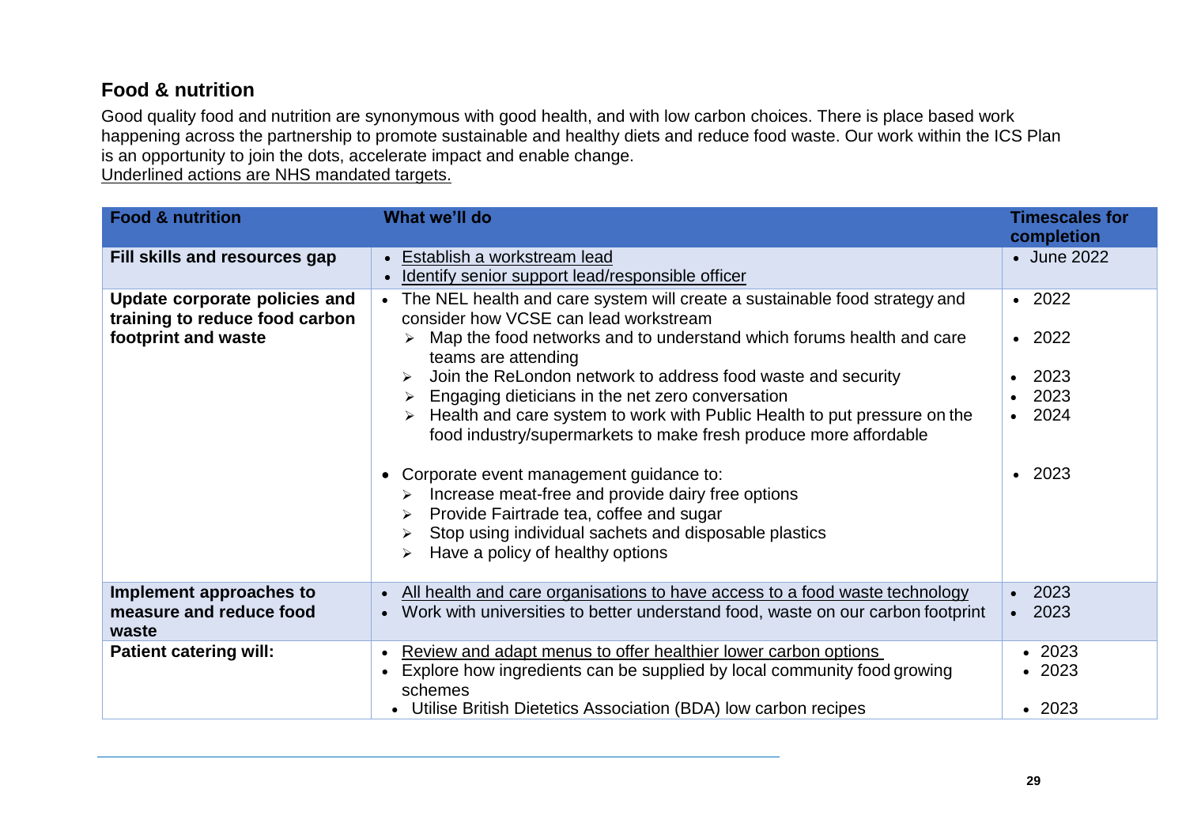## Food & nutrition

Good quality food and nutrition are synonymous with good health, and with low carbon choices. There is place based work happening across the partnership to promote sustainable and healthy diets and reduce food waste. Our work within the ICS Plan is an opportunity to join the dots, accelerate impact and enable change.

<u>Underlined actions are NHS mandated targets.</u>

| Food & nutrition | What we'll do | Timescales for completion |
|---|---|---|
| **Fill skills and resources gap** | • <u>Establish a workstream lead</u><br>• <u>Identify senior support lead/responsible officer</u> | • June 2022 |
| **Update corporate policies and training to reduce food carbon footprint and waste** | • The NEL health and care system will create a sustainable food strategy and consider how VCSE can lead workstream<br>➢ Map the food networks and to understand which forums health and care teams are attending<br>➢ Join the ReLondon network to address food waste and security<br>➢ Engaging dieticians in the net zero conversation<br>➢ Health and care system to work with Public Health to put pressure on the food industry/supermarkets to make fresh produce more affordable<br><br>• Corporate event management guidance to:<br>➢ Increase meat-free and provide dairy free options<br>➢ Provide Fairtrade tea, coffee and sugar<br>➢ Stop using individual sachets and disposable plastics<br>➢ Have a policy of healthy options | • 2022<br>• 2022<br>• 2023<br>• 2023<br>• 2024<br><br>• 2023 |
| **Implement approaches to measure and reduce food waste** | • <u>All health and care organisations to have access to a food waste technology</u><br>• Work with universities to better understand food, waste on our carbon footprint | • 2023<br>• 2023 |
| **Patient catering will:** | • <u>Review and adapt menus to offer healthier lower carbon options</u><br>• Explore how ingredients can be supplied by local community food growing schemes<br>• Utilise British Dietetics Association (BDA) low carbon recipes | • 2023<br>• 2023<br>• 2023 |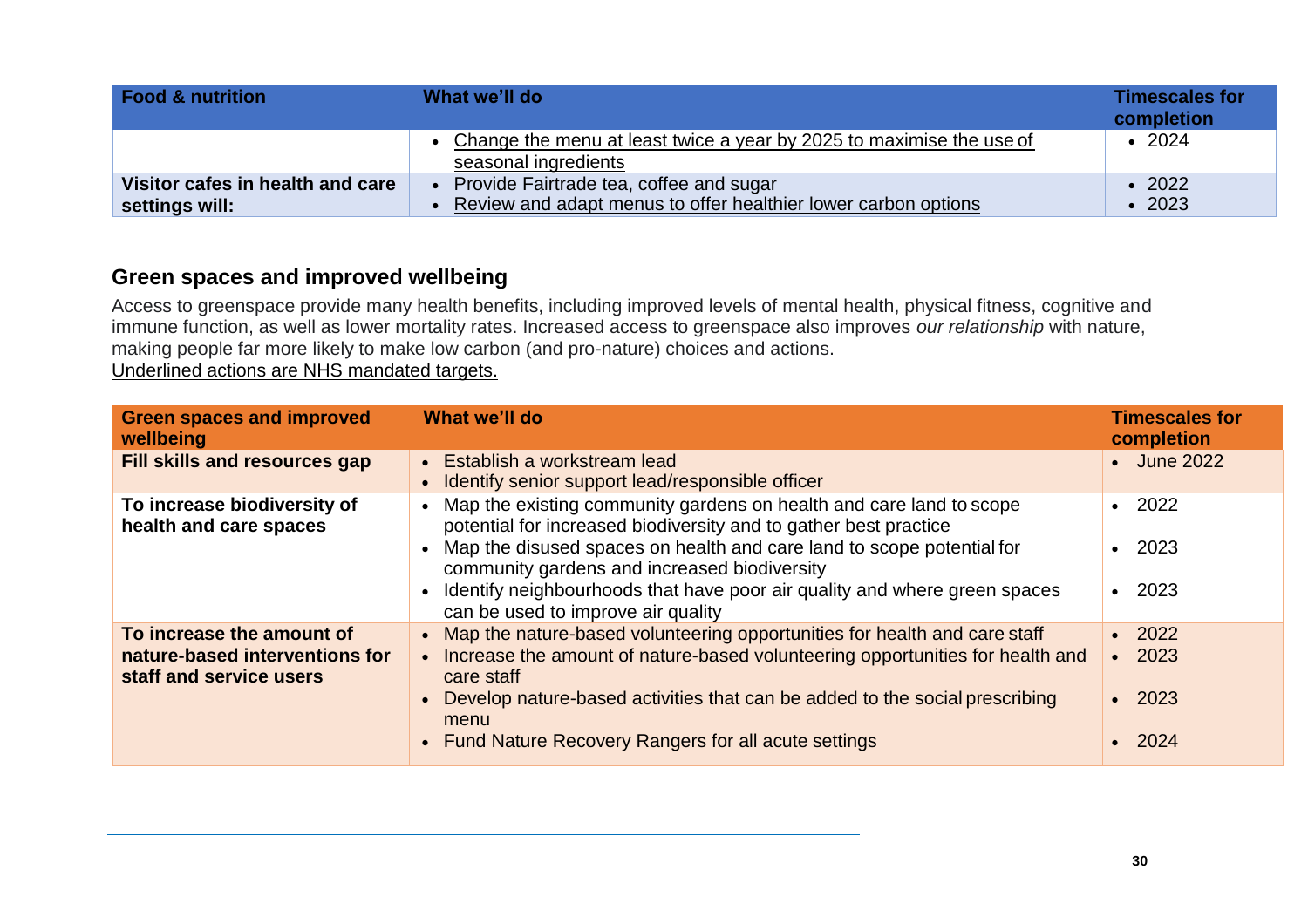| Food & nutrition | What we'll do | Timescales for completion |
|---|---|---|
| | • <u>Change the menu at least twice a year by 2025 to maximise the use of seasonal ingredients</u> | • 2024 |
| **Visitor cafes in health and care settings will:** | • Provide Fairtrade tea, coffee and sugar<br>• <u>Review and adapt menus to offer healthier lower carbon options</u> | • 2022<br>• 2023 |

## Green spaces and improved wellbeing

Access to greenspace provide many health benefits, including improved levels of mental health, physical fitness, cognitive and immune function, as well as lower mortality rates. Increased access to greenspace also improves *our relationship* with nature, making people far more likely to make low carbon (and pro-nature) choices and actions.

<u>Underlined actions are NHS mandated targets.</u>

| Green spaces and improved wellbeing | What we'll do | Timescales for completion |
|---|---|---|
| **Fill skills and resources gap** | • Establish a workstream lead<br>• Identify senior support lead/responsible officer | • June 2022 |
| **To increase biodiversity of health and care spaces** | • Map the existing community gardens on health and care land to scope potential for increased biodiversity and to gather best practice<br>• Map the disused spaces on health and care land to scope potential for community gardens and increased biodiversity<br>• Identify neighbourhoods that have poor air quality and where green spaces can be used to improve air quality | • 2022<br>• 2023<br>• 2023 |
| **To increase the amount of nature-based interventions for staff and service users** | • Map the nature-based volunteering opportunities for health and care staff<br>• Increase the amount of nature-based volunteering opportunities for health and care staff<br>• Develop nature-based activities that can be added to the social prescribing menu<br>• Fund Nature Recovery Rangers for all acute settings | • 2022<br>• 2023<br>• 2023<br>• 2024 |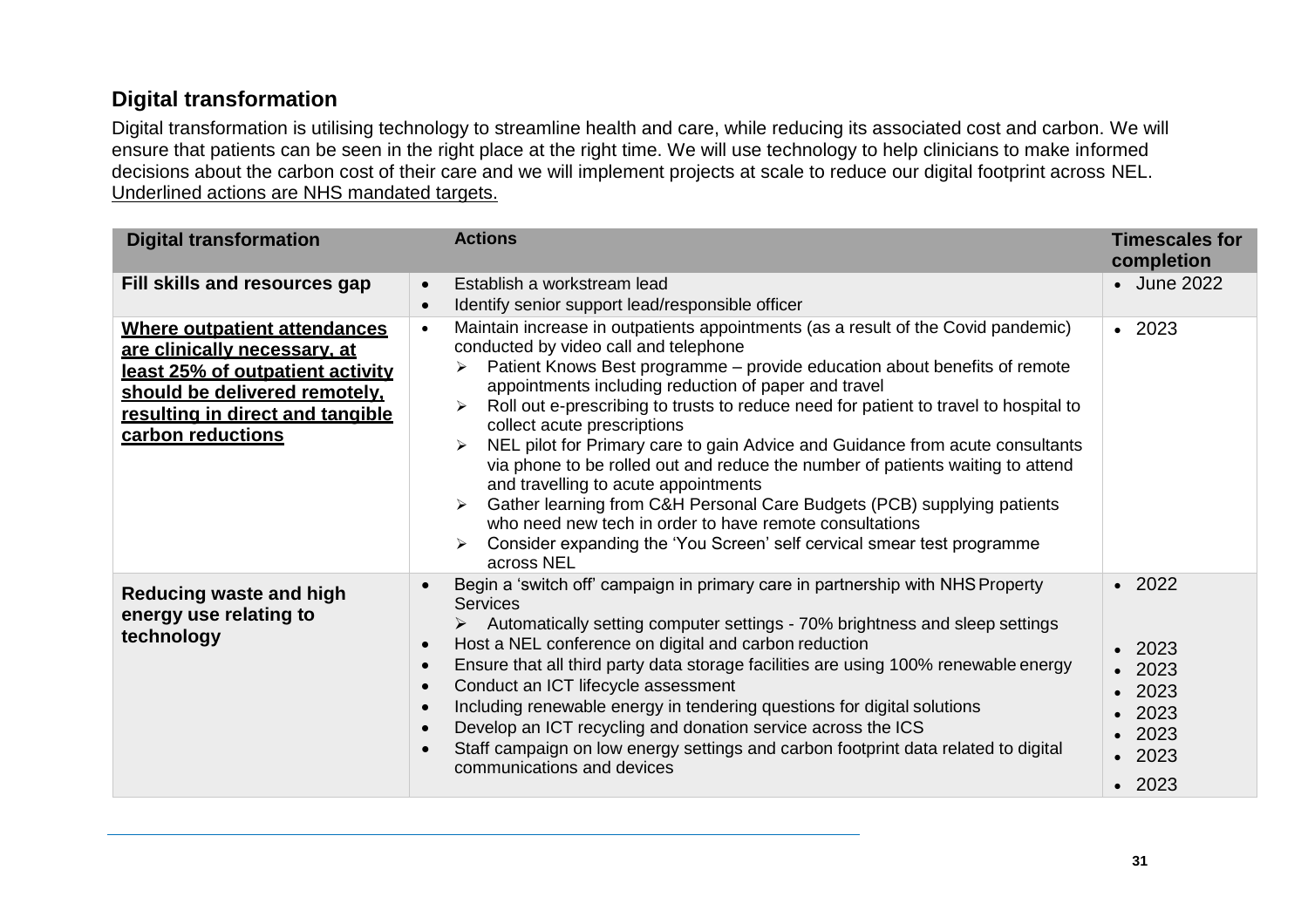## Digital transformation

Digital transformation is utilising technology to streamline health and care, while reducing its associated cost and carbon. We will ensure that patients can be seen in the right place at the right time. We will use technology to help clinicians to make informed decisions about the carbon cost of their care and we will implement projects at scale to reduce our digital footprint across NEL. <u>Underlined actions are NHS mandated targets.</u>

| Digital transformation | Actions | Timescales for completion |
|---|---|---|
| **Fill skills and resources gap** | • Establish a workstream lead<br>• Identify senior support lead/responsible officer | • June 2022 |
| **<u>Where outpatient attendances are clinically necessary, at least 25% of outpatient activity should be delivered remotely, resulting in direct and tangible carbon reductions</u>** | • Maintain increase in outpatients appointments (as a result of the Covid pandemic) conducted by video call and telephone<br>➢ Patient Knows Best programme – provide education about benefits of remote appointments including reduction of paper and travel<br>➢ Roll out e-prescribing to trusts to reduce need for patient to travel to hospital to collect acute prescriptions<br>➢ NEL pilot for Primary care to gain Advice and Guidance from acute consultants via phone to be rolled out and reduce the number of patients waiting to attend and travelling to acute appointments<br>➢ Gather learning from C&H Personal Care Budgets (PCB) supplying patients who need new tech in order to have remote consultations<br>➢ Consider expanding the 'You Screen' self cervical smear test programme across NEL | • 2023 |
| **Reducing waste and high energy use relating to technology** | • Begin a 'switch off' campaign in primary care in partnership with NHS Property Services<br>➢ Automatically setting computer settings - 70% brightness and sleep settings<br>• Host a NEL conference on digital and carbon reduction<br>• Ensure that all third party data storage facilities are using 100% renewable energy<br>• Conduct an ICT lifecycle assessment<br>• Including renewable energy in tendering questions for digital solutions<br>• Develop an ICT recycling and donation service across the ICS<br>• Staff campaign on low energy settings and carbon footprint data related to digital communications and devices | • 2022<br>• 2023<br>• 2023<br>• 2023<br>• 2023<br>• 2023<br>• 2023<br>• 2023 |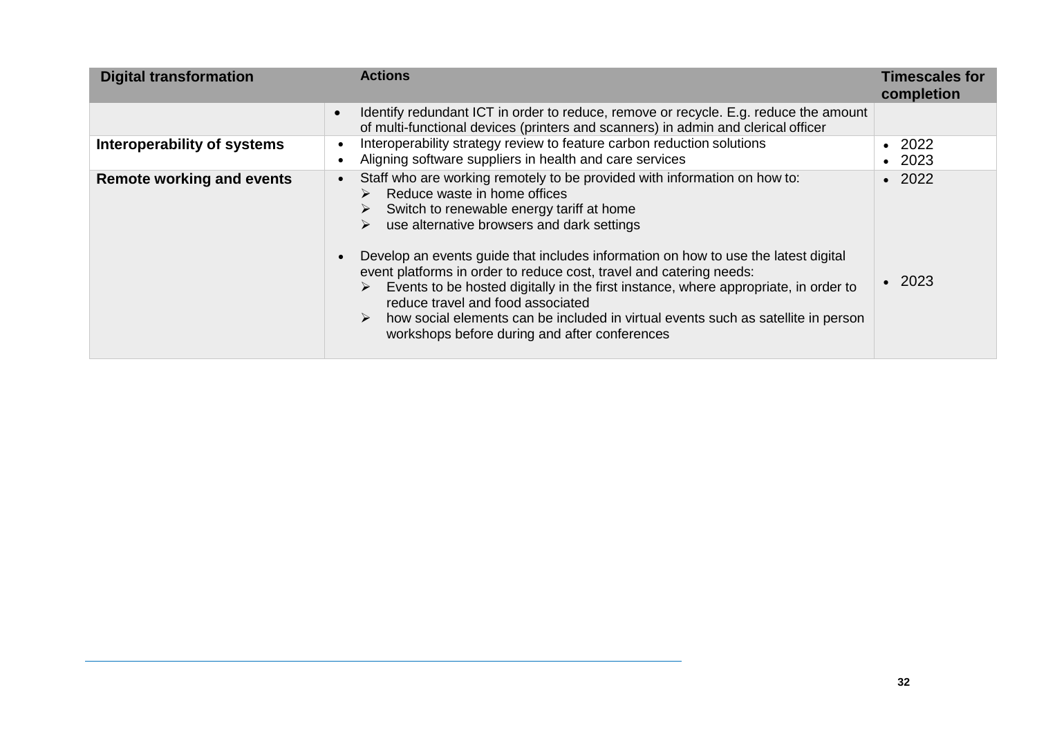| Digital transformation | Actions | Timescales for completion |
| --- | --- | --- |
| | • Identify redundant ICT in order to reduce, remove or recycle. E.g. reduce the amount of multi-functional devices (printers and scanners) in admin and clerical officer | |
| **Interoperability of systems** | • Interoperability strategy review to feature carbon reduction solutions<br>• Aligning software suppliers in health and care services | • 2022<br>• 2023 |
| **Remote working and events** | • Staff who are working remotely to be provided with information on how to:<br>➢ Reduce waste in home offices<br>➢ Switch to renewable energy tariff at home<br>➢ use alternative browsers and dark settings<br><br>• Develop an events guide that includes information on how to use the latest digital event platforms in order to reduce cost, travel and catering needs:<br>➢ Events to be hosted digitally in the first instance, where appropriate, in order to reduce travel and food associated<br>➢ how social elements can be included in virtual events such as satellite in person workshops before during and after conferences | • 2022<br><br><br><br><br>• 2023 |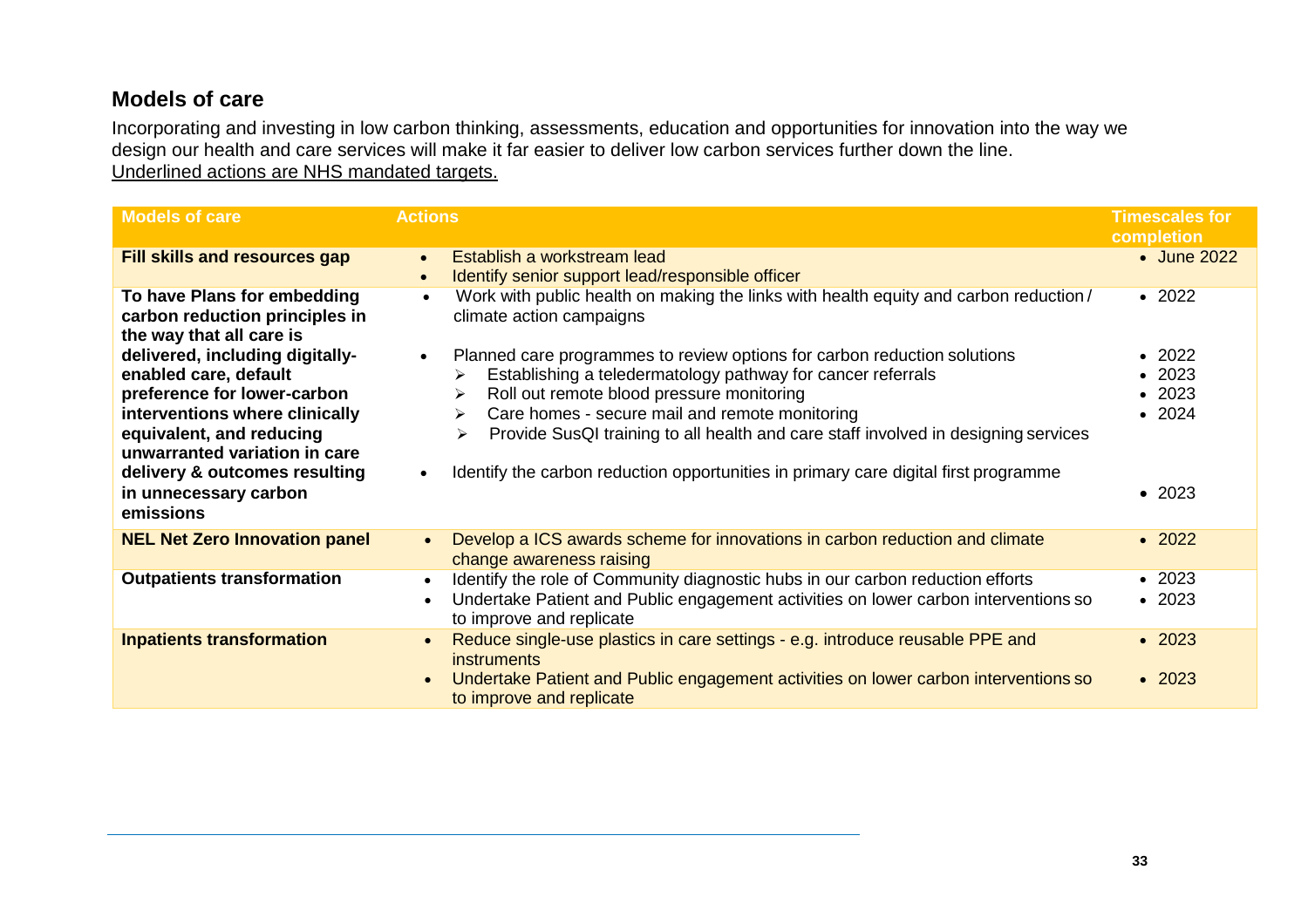## Models of care

Incorporating and investing in low carbon thinking, assessments, education and opportunities for innovation into the way we design our health and care services will make it far easier to deliver low carbon services further down the line.
<u>Underlined actions are NHS mandated targets.</u>

| Models of care | Actions | Timescales for completion |
| --- | --- | --- |
| **Fill skills and resources gap** | • Establish a workstream lead<br>• Identify senior support lead/responsible officer | • June 2022 |
| **To have Plans for embedding carbon reduction principles in the way that all care is delivered, including digitally-enabled care, default preference for lower-carbon interventions where clinically equivalent, and reducing unwarranted variation in care delivery & outcomes resulting in unnecessary carbon emissions** | • Work with public health on making the links with health equity and carbon reduction / climate action campaigns<br><br>• Planned care programmes to review options for carbon reduction solutions<br>➢ Establishing a teledermatology pathway for cancer referrals<br>➢ Roll out remote blood pressure monitoring<br>➢ Care homes - secure mail and remote monitoring<br>➢ Provide SusQI training to all health and care staff involved in designing services<br><br>• Identify the carbon reduction opportunities in primary care digital first programme | • 2022<br><br>• 2022<br>• 2023<br>• 2023<br>• 2024<br><br><br>• 2023 |
| **NEL Net Zero Innovation panel** | • Develop a ICS awards scheme for innovations in carbon reduction and climate change awareness raising | • 2022 |
| **Outpatients transformation** | • Identify the role of Community diagnostic hubs in our carbon reduction efforts<br>• Undertake Patient and Public engagement activities on lower carbon interventions so to improve and replicate | • 2023<br>• 2023 |
| **Inpatients transformation** | • Reduce single-use plastics in care settings - e.g. introduce reusable PPE and instruments<br>• Undertake Patient and Public engagement activities on lower carbon interventions so to improve and replicate | • 2023<br><br>• 2023 |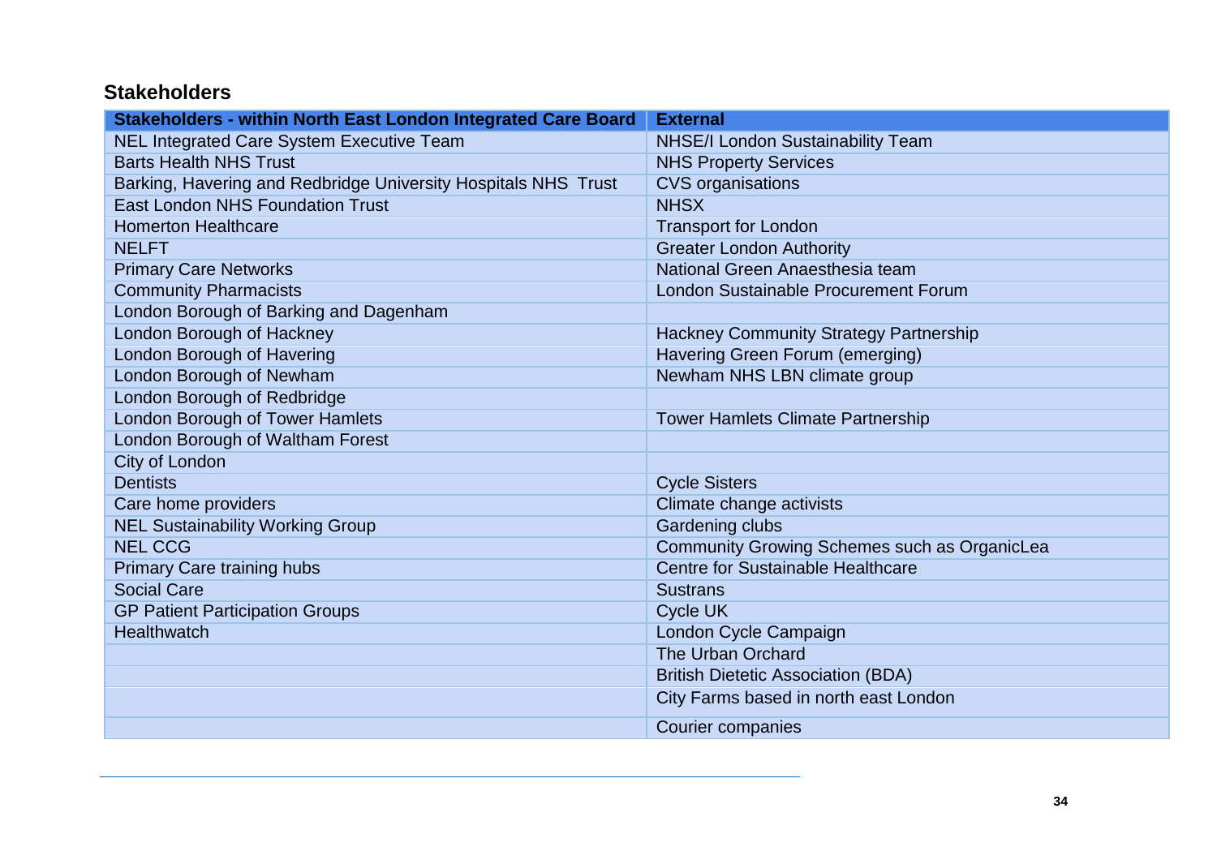## Stakeholders

| Stakeholders - within North East London Integrated Care Board | External |
|---|---|
| NEL Integrated Care System Executive Team | NHSE/I London Sustainability Team |
| Barts Health NHS Trust | NHS Property Services |
| Barking, Havering and Redbridge University Hospitals NHS Trust | CVS organisations |
| East London NHS Foundation Trust | NHSX |
| Homerton Healthcare | Transport for London |
| NELFT | Greater London Authority |
| Primary Care Networks | National Green Anaesthesia team |
| Community Pharmacists | London Sustainable Procurement Forum |
| London Borough of Barking and Dagenham | |
| London Borough of Hackney | Hackney Community Strategy Partnership |
| London Borough of Havering | Havering Green Forum (emerging) |
| London Borough of Newham | Newham NHS LBN climate group |
| London Borough of Redbridge | |
| London Borough of Tower Hamlets | Tower Hamlets Climate Partnership |
| London Borough of Waltham Forest | |
| City of London | |
| Dentists | Cycle Sisters |
| Care home providers | Climate change activists |
| NEL Sustainability Working Group | Gardening clubs |
| NEL CCG | Community Growing Schemes such as OrganicLea |
| Primary Care training hubs | Centre for Sustainable Healthcare |
| Social Care | Sustrans |
| GP Patient Participation Groups | Cycle UK |
| Healthwatch | London Cycle Campaign |
| | The Urban Orchard |
| | British Dietetic Association (BDA) |
| | City Farms based in north east London |
| | Courier companies |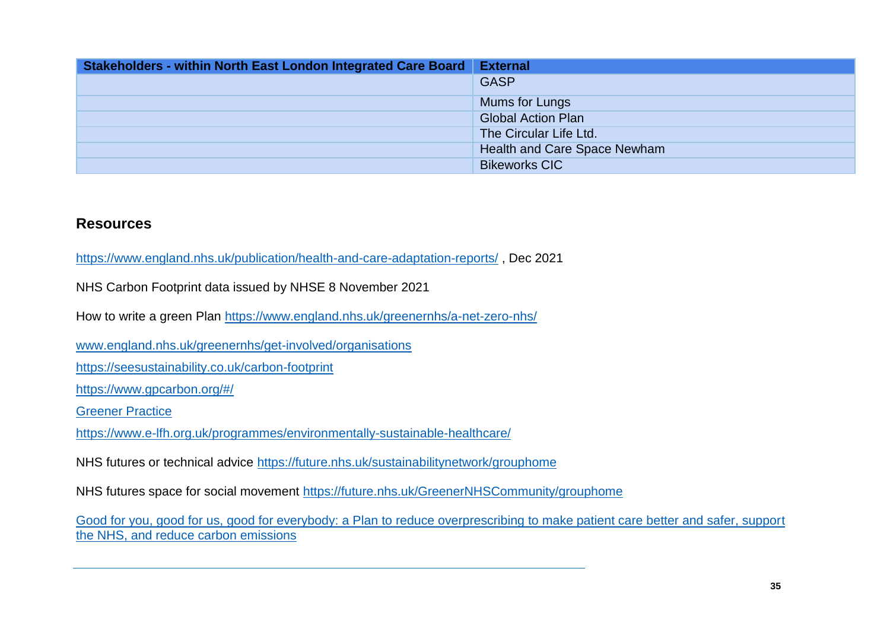| Stakeholders - within North East London Integrated Care Board | External |
|---|---|
| | GASP |
| | Mums for Lungs |
| | Global Action Plan |
| | The Circular Life Ltd. |
| | Health and Care Space Newham |
| | Bikeworks CIC |

## Resources

https://www.england.nhs.uk/publication/health-and-care-adaptation-reports/ , Dec 2021

NHS Carbon Footprint data issued by NHSE 8 November 2021

How to write a green Plan https://www.england.nhs.uk/greenernhs/a-net-zero-nhs/

www.england.nhs.uk/greenernhs/get-involved/organisations

https://seesustainability.co.uk/carbon-footprint

https://www.gpcarbon.org/#/

Greener Practice

https://www.e-lfh.org.uk/programmes/environmentally-sustainable-healthcare/

NHS futures or technical advice https://future.nhs.uk/sustainabilitynetwork/grouphome

NHS futures space for social movement https://future.nhs.uk/GreenerNHSCommunity/grouphome

Good for you, good for us, good for everybody: a Plan to reduce overprescribing to make patient care better and safer, support the NHS, and reduce carbon emissions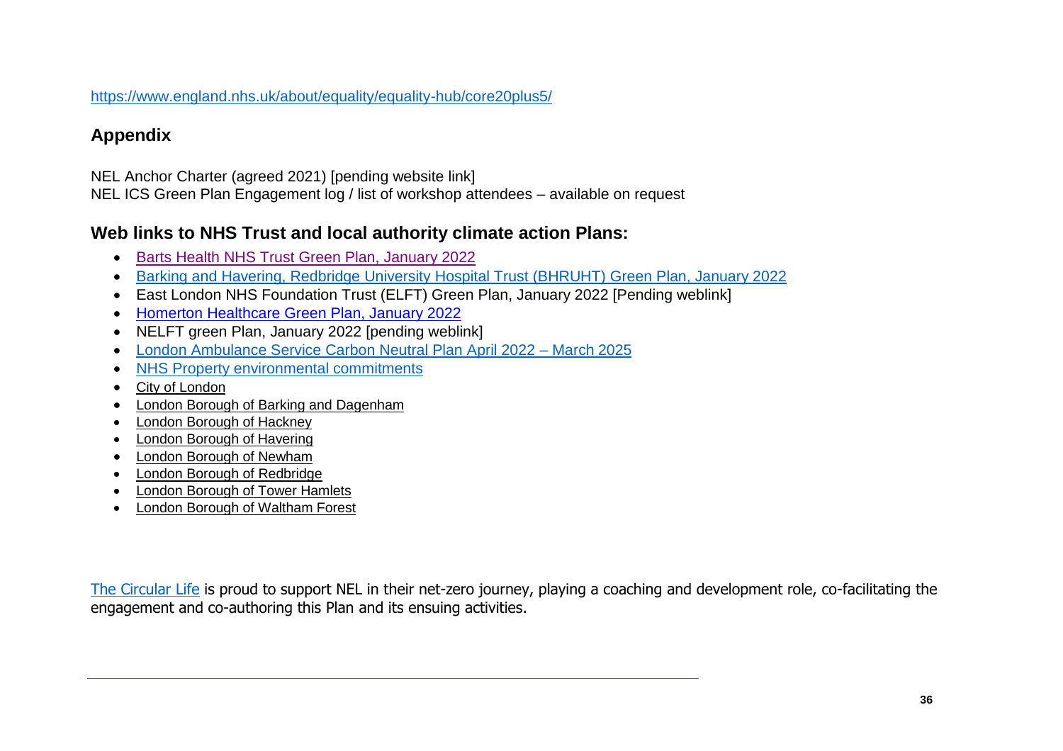https://www.england.nhs.uk/about/equality/equality-hub/core20plus5/

## Appendix

NEL Anchor Charter (agreed 2021) [pending website link]
NEL ICS Green Plan Engagement log / list of workshop attendees – available on request

## Web links to NHS Trust and local authority climate action Plans:

- Barts Health NHS Trust Green Plan, January 2022
- Barking and Havering, Redbridge University Hospital Trust (BHRUHT) Green Plan, January 2022
- East London NHS Foundation Trust (ELFT) Green Plan, January 2022 [Pending weblink]
- Homerton Healthcare Green Plan, January 2022
- NELFT green Plan, January 2022 [pending weblink]
- London Ambulance Service Carbon Neutral Plan April 2022 – March 2025
- NHS Property environmental commitments
- City of London
- London Borough of Barking and Dagenham
- London Borough of Hackney
- London Borough of Havering
- London Borough of Newham
- London Borough of Redbridge
- London Borough of Tower Hamlets
- London Borough of Waltham Forest

The Circular Life is proud to support NEL in their net-zero journey, playing a coaching and development role, co-facilitating the engagement and co-authoring this Plan and its ensuing activities.